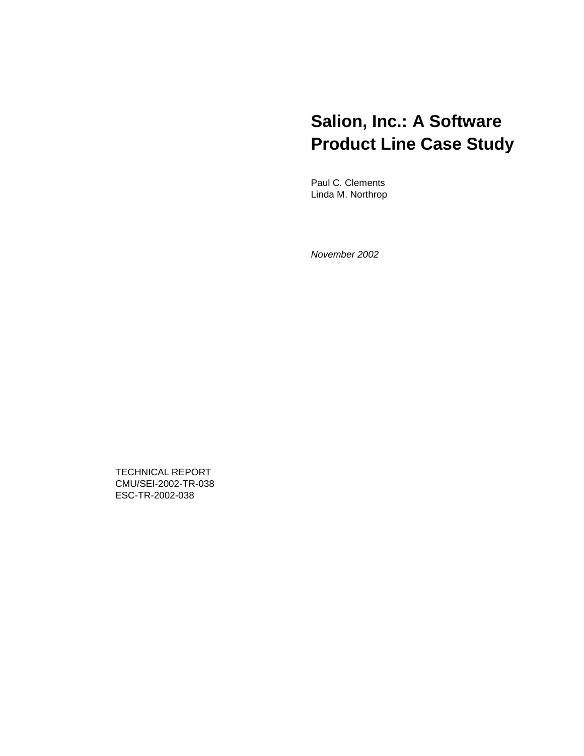# Salion, Inc.: A Software Product Line Case Study

Paul C. Clements
Linda M. Northrop

*November 2002*

TECHNICAL REPORT
CMU/SEI-2002-TR-038
ESC-TR-2002-038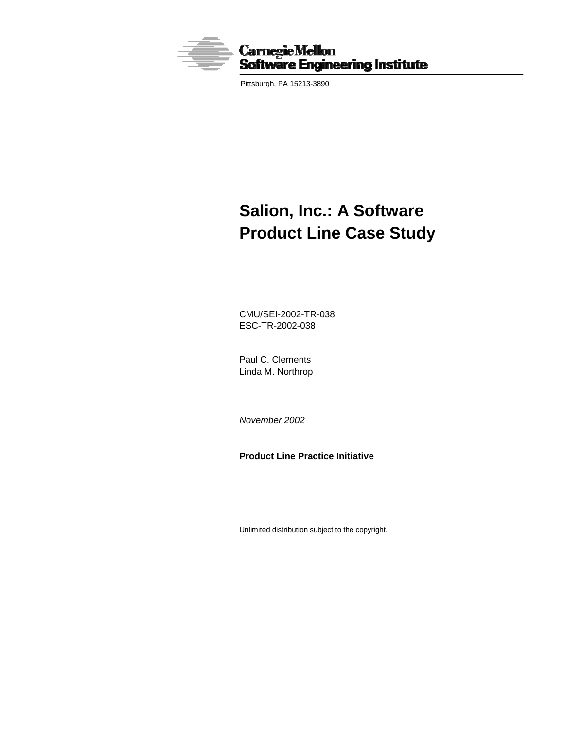Carnegie Mellon
Software Engineering Institute

Pittsburgh, PA 15213-3890

# Salion, Inc.: A Software Product Line Case Study

CMU/SEI-2002-TR-038
ESC-TR-2002-038

Paul C. Clements
Linda M. Northrop

*November 2002*

**Product Line Practice Initiative**

Unlimited distribution subject to the copyright.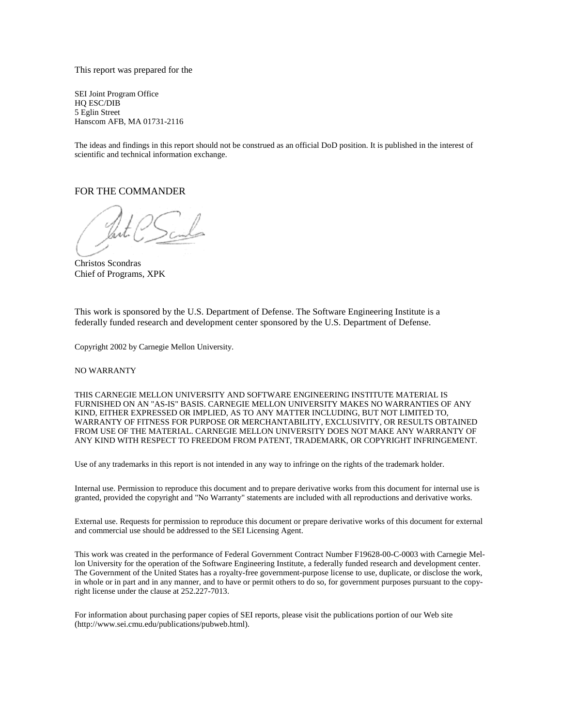This report was prepared for the

SEI Joint Program Office
HQ ESC/DIB
5 Eglin Street
Hanscom AFB, MA 01731-2116

The ideas and findings in this report should not be construed as an official DoD position. It is published in the interest of scientific and technical information exchange.

FOR THE COMMANDER

Christos Scondras
Chief of Programs, XPK

This work is sponsored by the U.S. Department of Defense. The Software Engineering Institute is a federally funded research and development center sponsored by the U.S. Department of Defense.

Copyright 2002 by Carnegie Mellon University.

NO WARRANTY

THIS CARNEGIE MELLON UNIVERSITY AND SOFTWARE ENGINEERING INSTITUTE MATERIAL IS FURNISHED ON AN "AS-IS" BASIS. CARNEGIE MELLON UNIVERSITY MAKES NO WARRANTIES OF ANY KIND, EITHER EXPRESSED OR IMPLIED, AS TO ANY MATTER INCLUDING, BUT NOT LIMITED TO, WARRANTY OF FITNESS FOR PURPOSE OR MERCHANTABILITY, EXCLUSIVITY, OR RESULTS OBTAINED FROM USE OF THE MATERIAL. CARNEGIE MELLON UNIVERSITY DOES NOT MAKE ANY WARRANTY OF ANY KIND WITH RESPECT TO FREEDOM FROM PATENT, TRADEMARK, OR COPYRIGHT INFRINGEMENT.

Use of any trademarks in this report is not intended in any way to infringe on the rights of the trademark holder.

Internal use. Permission to reproduce this document and to prepare derivative works from this document for internal use is granted, provided the copyright and "No Warranty" statements are included with all reproductions and derivative works.

External use. Requests for permission to reproduce this document or prepare derivative works of this document for external and commercial use should be addressed to the SEI Licensing Agent.

This work was created in the performance of Federal Government Contract Number F19628-00-C-0003 with Carnegie Mellon University for the operation of the Software Engineering Institute, a federally funded research and development center. The Government of the United States has a royalty-free government-purpose license to use, duplicate, or disclose the work, in whole or in part and in any manner, and to have or permit others to do so, for government purposes pursuant to the copyright license under the clause at 252.227-7013.

For information about purchasing paper copies of SEI reports, please visit the publications portion of our Web site (http://www.sei.cmu.edu/publications/pubweb.html).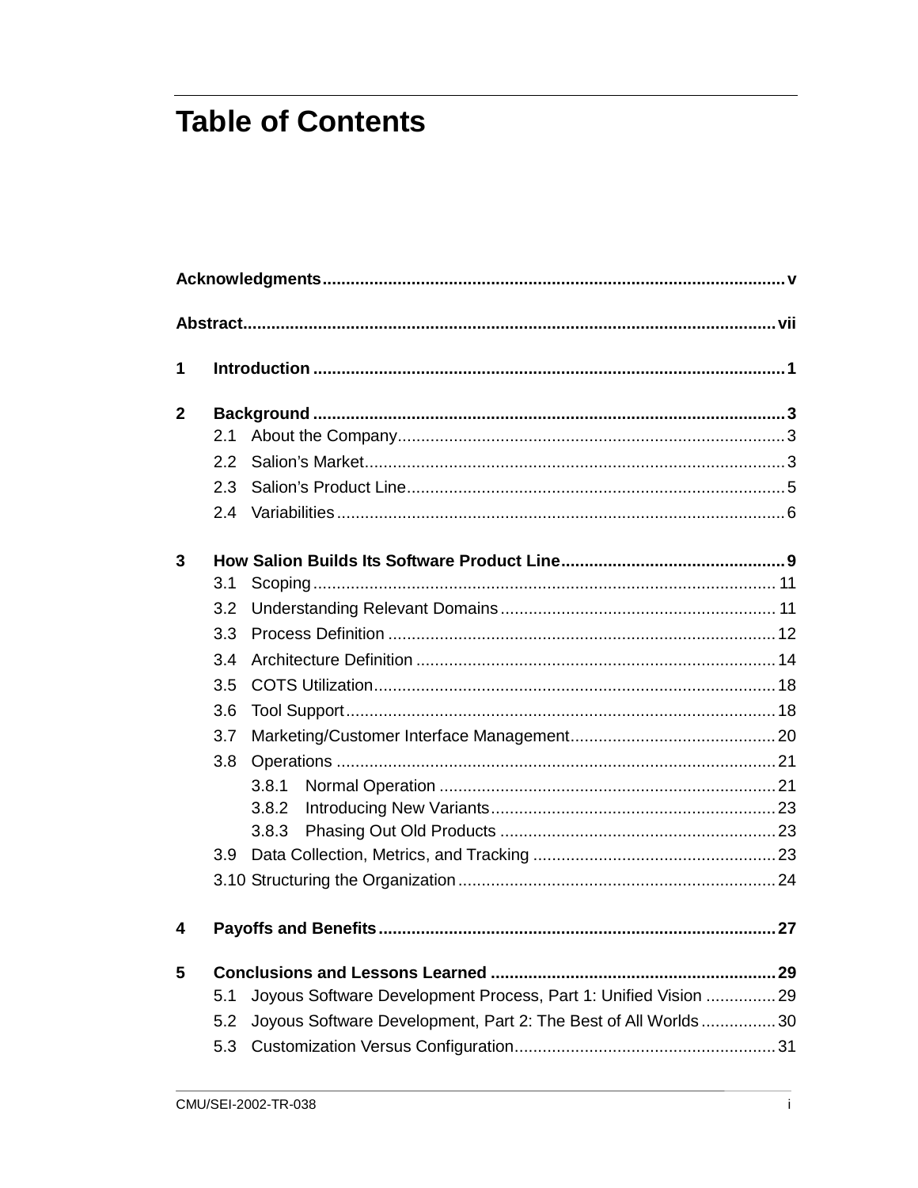# Table of Contents

**Acknowledgments** ........................................ v

**Abstract** ........................................ vii

**1 Introduction** ........................................ 1

**2 Background** ........................................ 3

- 2.1 About the Company ........................................ 3
- 2.2 Salion's Market ........................................ 3
- 2.3 Salion's Product Line ........................................ 5
- 2.4 Variabilities ........................................ 6

**3 How Salion Builds Its Software Product Line** ........................................ 9

- 3.1 Scoping ........................................ 11
- 3.2 Understanding Relevant Domains ........................................ 11
- 3.3 Process Definition ........................................ 12
- 3.4 Architecture Definition ........................................ 14
- 3.5 COTS Utilization ........................................ 18
- 3.6 Tool Support ........................................ 18
- 3.7 Marketing/Customer Interface Management ........................................ 20
- 3.8 Operations ........................................ 21
  - 3.8.1 Normal Operation ........................................ 21
  - 3.8.2 Introducing New Variants ........................................ 23
  - 3.8.3 Phasing Out Old Products ........................................ 23
- 3.9 Data Collection, Metrics, and Tracking ........................................ 23
- 3.10 Structuring the Organization ........................................ 24

**4 Payoffs and Benefits** ........................................ 27

**5 Conclusions and Lessons Learned** ........................................ 29

- 5.1 Joyous Software Development Process, Part 1: Unified Vision ........................................ 29
- 5.2 Joyous Software Development, Part 2: The Best of All Worlds ........................................ 30
- 5.3 Customization Versus Configuration ........................................ 31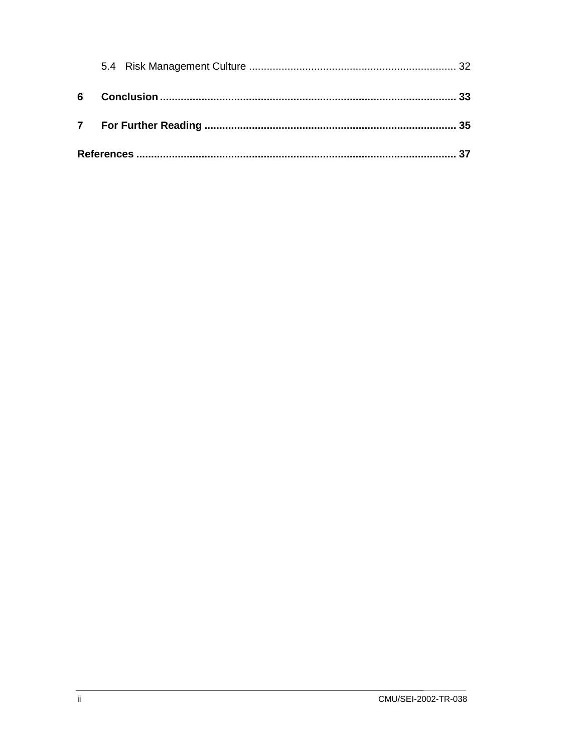5.4 Risk Management Culture ..................................................................... 32

**6 Conclusion** .................................................................................................. **33**

**7 For Further Reading** ................................................................................... **35**

**References** ......................................................................................................... **37**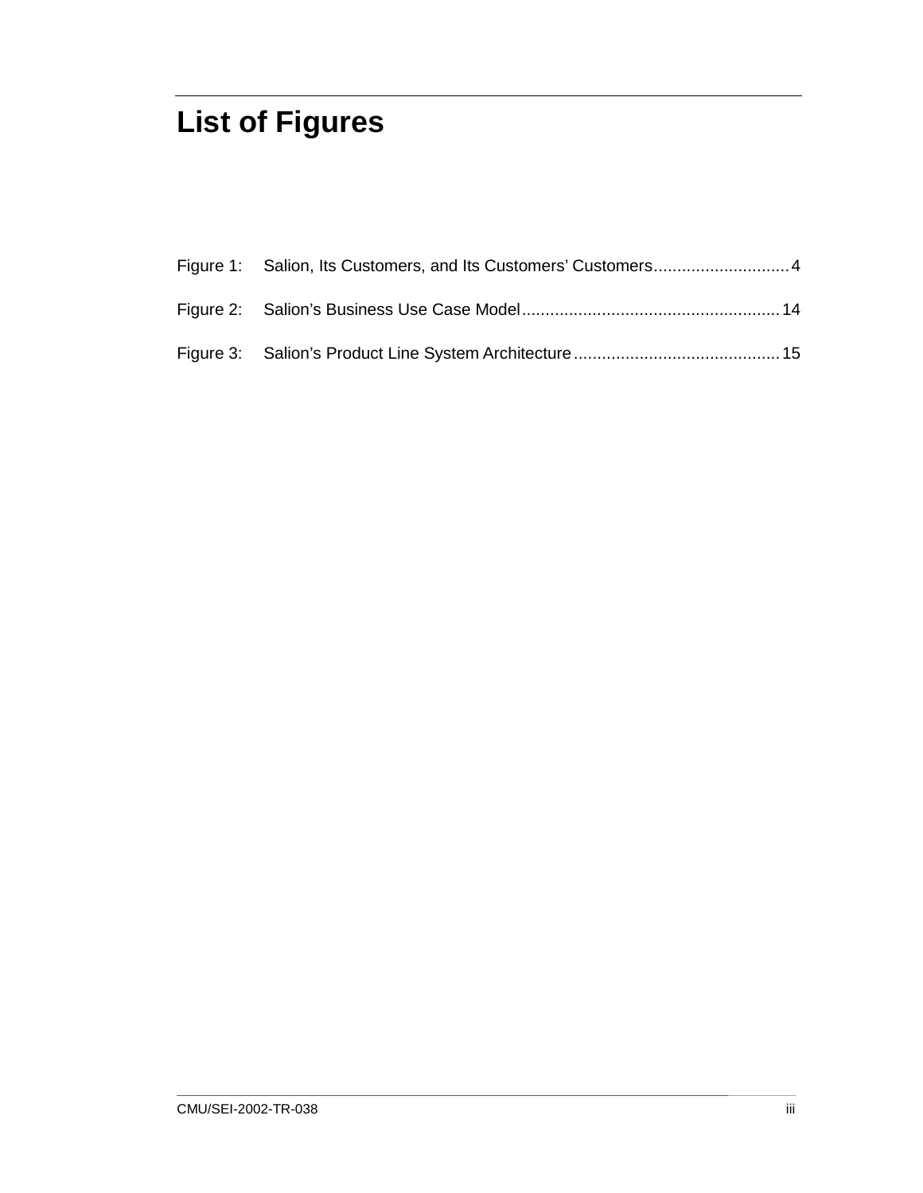# List of Figures

Figure 1: Salion, Its Customers, and Its Customers' Customers............................4

Figure 2: Salion's Business Use Case Model......................................................14

Figure 3: Salion's Product Line System Architecture...........................................15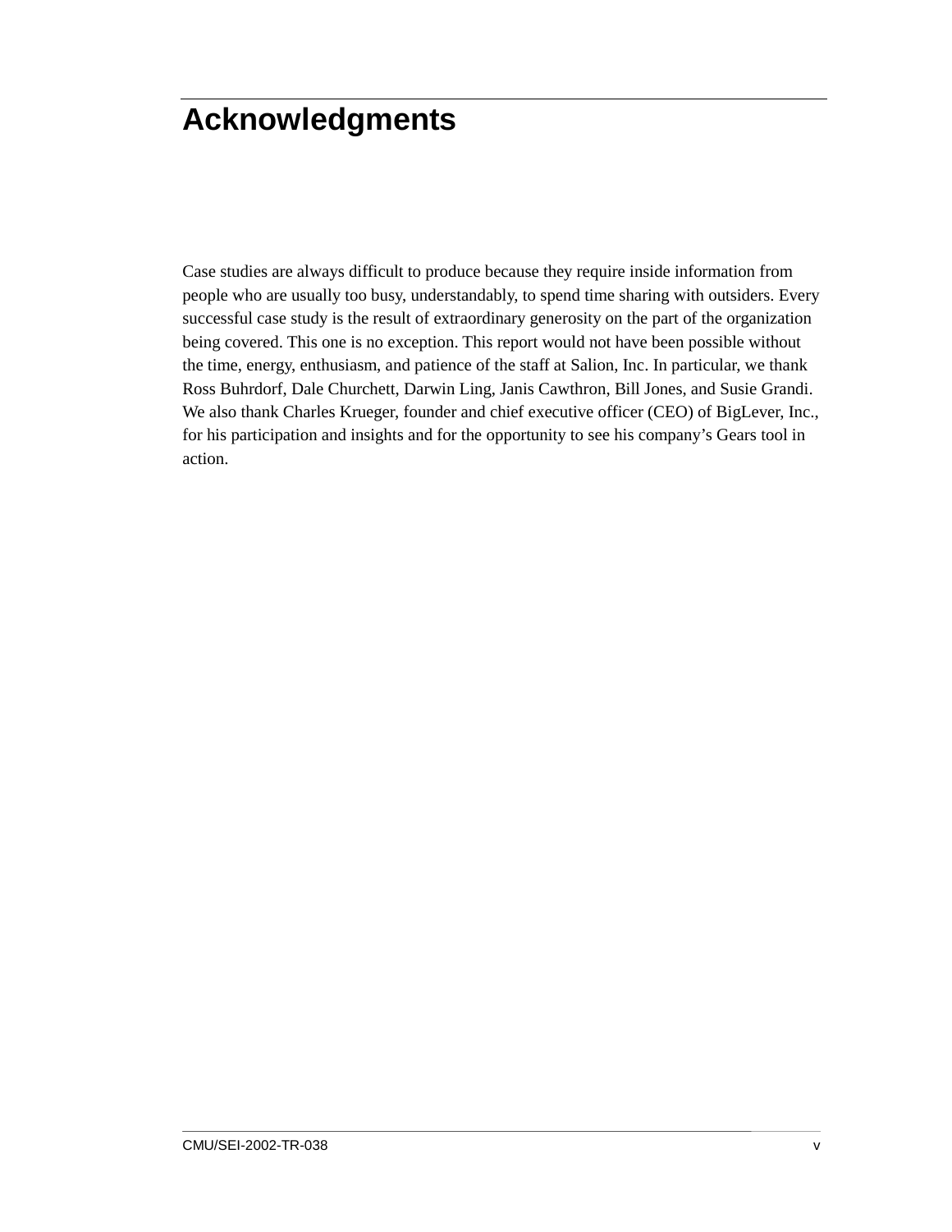# Acknowledgments

Case studies are always difficult to produce because they require inside information from people who are usually too busy, understandably, to spend time sharing with outsiders. Every successful case study is the result of extraordinary generosity on the part of the organization being covered. This one is no exception. This report would not have been possible without the time, energy, enthusiasm, and patience of the staff at Salion, Inc. In particular, we thank Ross Buhrdorf, Dale Churchett, Darwin Ling, Janis Cawthron, Bill Jones, and Susie Grandi. We also thank Charles Krueger, founder and chief executive officer (CEO) of BigLever, Inc., for his participation and insights and for the opportunity to see his company's Gears tool in action.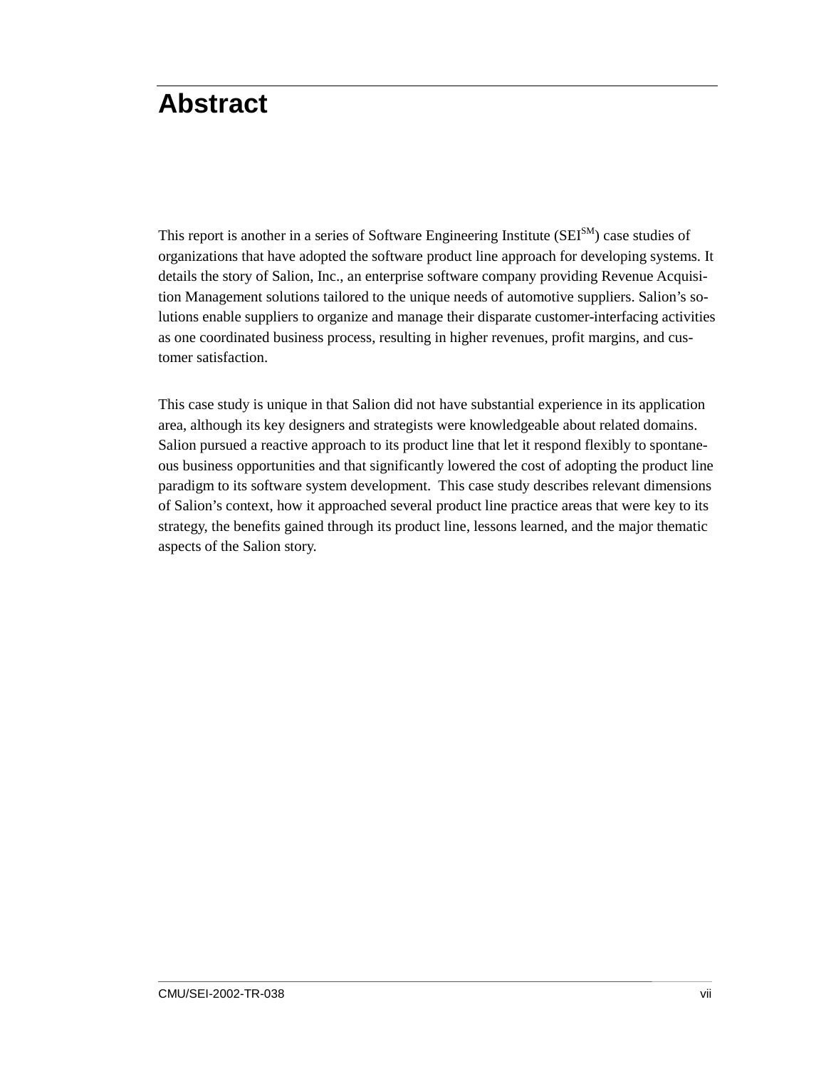# Abstract

This report is another in a series of Software Engineering Institute (SEI[SM]) case studies of organizations that have adopted the software product line approach for developing systems. It details the story of Salion, Inc., an enterprise software company providing Revenue Acquisition Management solutions tailored to the unique needs of automotive suppliers. Salion's solutions enable suppliers to organize and manage their disparate customer-interfacing activities as one coordinated business process, resulting in higher revenues, profit margins, and customer satisfaction.

This case study is unique in that Salion did not have substantial experience in its application area, although its key designers and strategists were knowledgeable about related domains. Salion pursued a reactive approach to its product line that let it respond flexibly to spontaneous business opportunities and that significantly lowered the cost of adopting the product line paradigm to its software system development. This case study describes relevant dimensions of Salion's context, how it approached several product line practice areas that were key to its strategy, the benefits gained through its product line, lessons learned, and the major thematic aspects of the Salion story.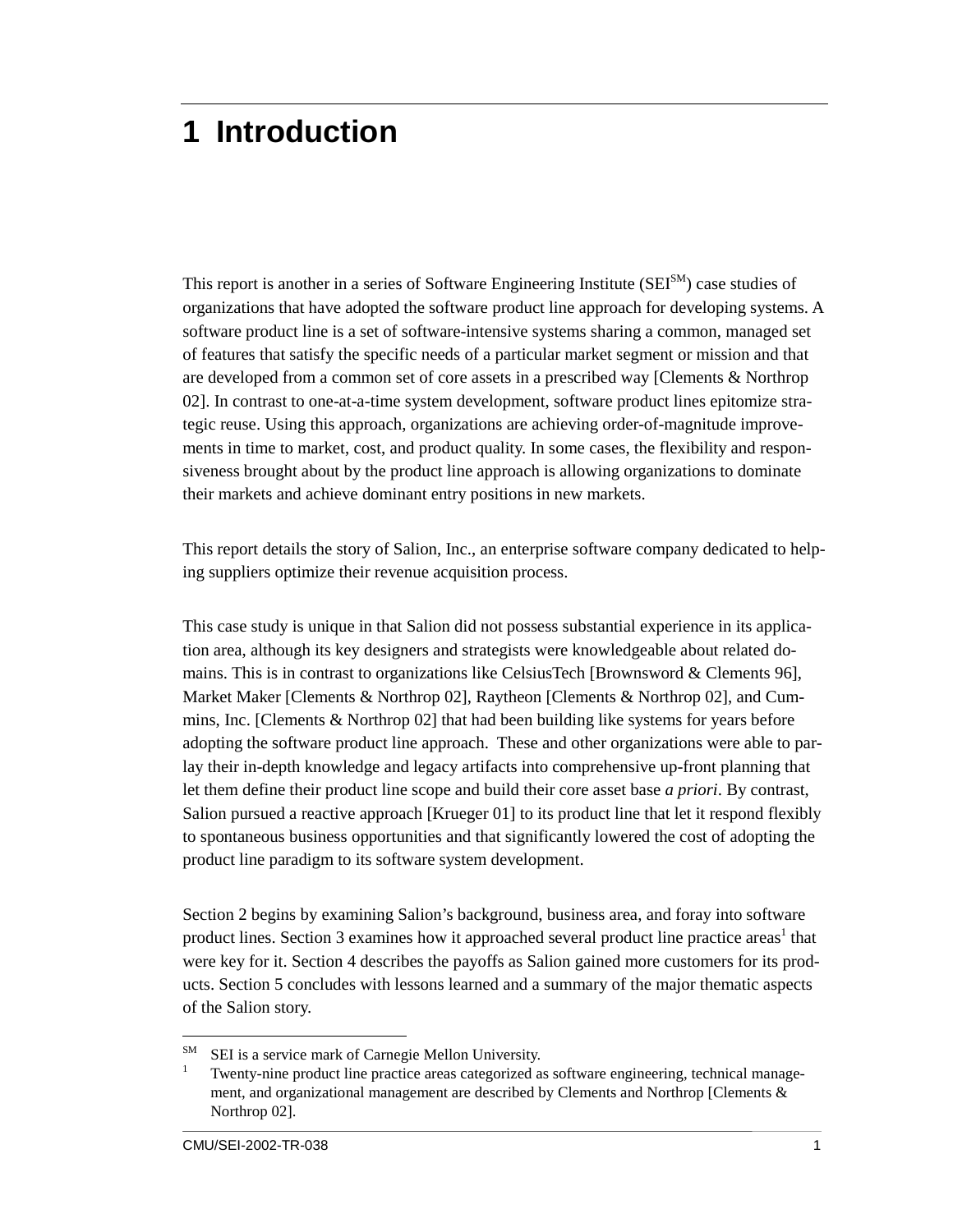# 1 Introduction

This report is another in a series of Software Engineering Institute (SEI[SM]) case studies of organizations that have adopted the software product line approach for developing systems. A software product line is a set of software-intensive systems sharing a common, managed set of features that satisfy the specific needs of a particular market segment or mission and that are developed from a common set of core assets in a prescribed way [Clements & Northrop 02]. In contrast to one-at-a-time system development, software product lines epitomize strategic reuse. Using this approach, organizations are achieving order-of-magnitude improvements in time to market, cost, and product quality. In some cases, the flexibility and responsiveness brought about by the product line approach is allowing organizations to dominate their markets and achieve dominant entry positions in new markets.

This report details the story of Salion, Inc., an enterprise software company dedicated to helping suppliers optimize their revenue acquisition process.

This case study is unique in that Salion did not possess substantial experience in its application area, although its key designers and strategists were knowledgeable about related domains. This is in contrast to organizations like CelsiusTech [Brownsword & Clements 96], Market Maker [Clements & Northrop 02], Raytheon [Clements & Northrop 02], and Cummins, Inc. [Clements & Northrop 02] that had been building like systems for years before adopting the software product line approach. These and other organizations were able to parlay their in-depth knowledge and legacy artifacts into comprehensive up-front planning that let them define their product line scope and build their core asset base *a priori*. By contrast, Salion pursued a reactive approach [Krueger 01] to its product line that let it respond flexibly to spontaneous business opportunities and that significantly lowered the cost of adopting the product line paradigm to its software system development.

Section 2 begins by examining Salion's background, business area, and foray into software product lines. Section 3 examines how it approached several product line practice areas[1] that were key for it. Section 4 describes the payoffs as Salion gained more customers for its products. Section 5 concludes with lessons learned and a summary of the major thematic aspects of the Salion story.

---

[SM] SEI is a service mark of Carnegie Mellon University.

[1] Twenty-nine product line practice areas categorized as software engineering, technical management, and organizational management are described by Clements and Northrop [Clements & Northrop 02].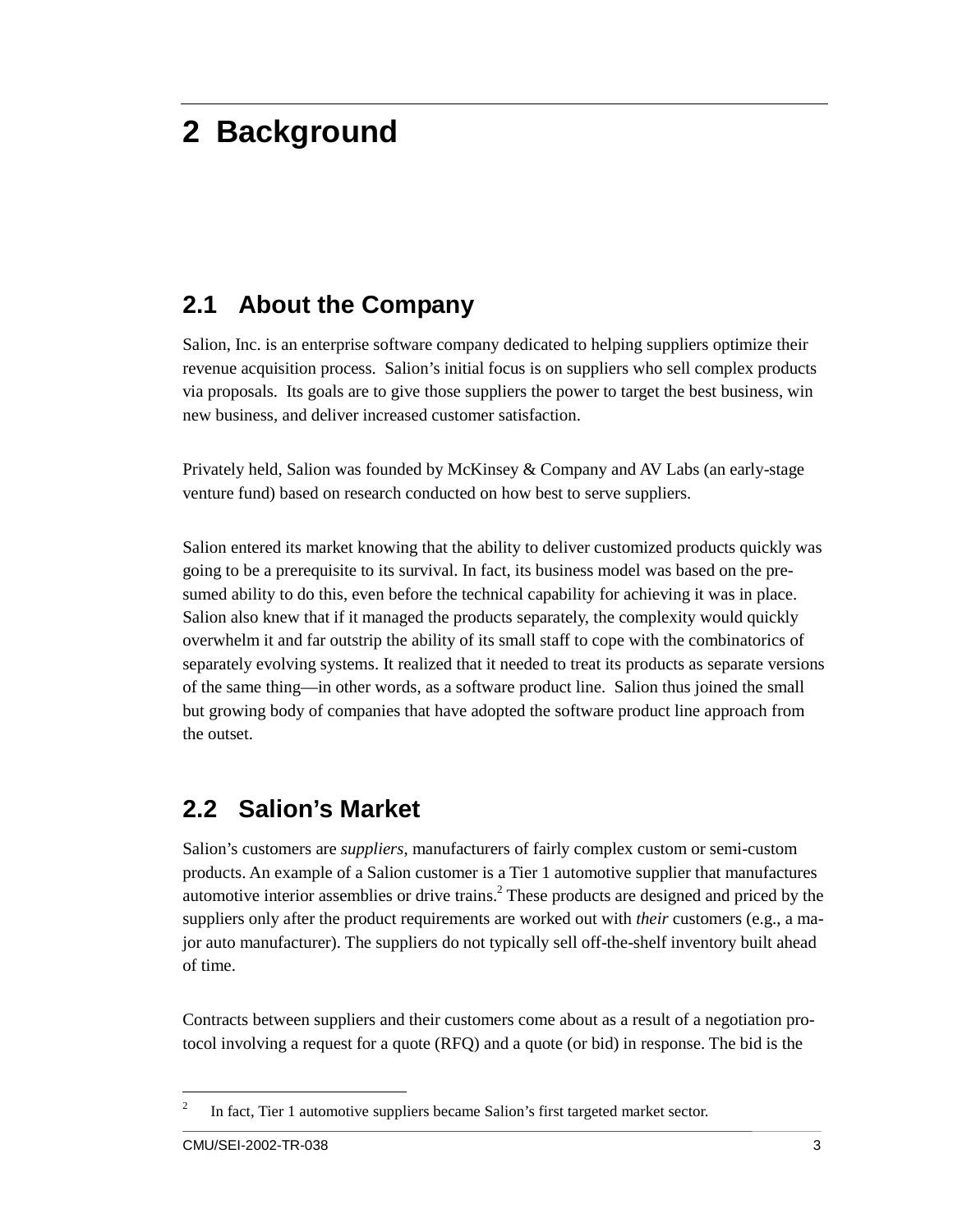# 2 Background

## 2.1 About the Company

Salion, Inc. is an enterprise software company dedicated to helping suppliers optimize their revenue acquisition process. Salion's initial focus is on suppliers who sell complex products via proposals. Its goals are to give those suppliers the power to target the best business, win new business, and deliver increased customer satisfaction.

Privately held, Salion was founded by McKinsey & Company and AV Labs (an early-stage venture fund) based on research conducted on how best to serve suppliers.

Salion entered its market knowing that the ability to deliver customized products quickly was going to be a prerequisite to its survival. In fact, its business model was based on the presumed ability to do this, even before the technical capability for achieving it was in place. Salion also knew that if it managed the products separately, the complexity would quickly overwhelm it and far outstrip the ability of its small staff to cope with the combinatorics of separately evolving systems. It realized that it needed to treat its products as separate versions of the same thing—in other words, as a software product line. Salion thus joined the small but growing body of companies that have adopted the software product line approach from the outset.

## 2.2 Salion's Market

Salion's customers are *suppliers,* manufacturers of fairly complex custom or semi-custom products. An example of a Salion customer is a Tier 1 automotive supplier that manufactures automotive interior assemblies or drive trains.[2] These products are designed and priced by the suppliers only after the product requirements are worked out with *their* customers (e.g., a major auto manufacturer). The suppliers do not typically sell off-the-shelf inventory built ahead of time.

Contracts between suppliers and their customers come about as a result of a negotiation protocol involving a request for a quote (RFQ) and a quote (or bid) in response. The bid is the

---

[2] In fact, Tier 1 automotive suppliers became Salion's first targeted market sector.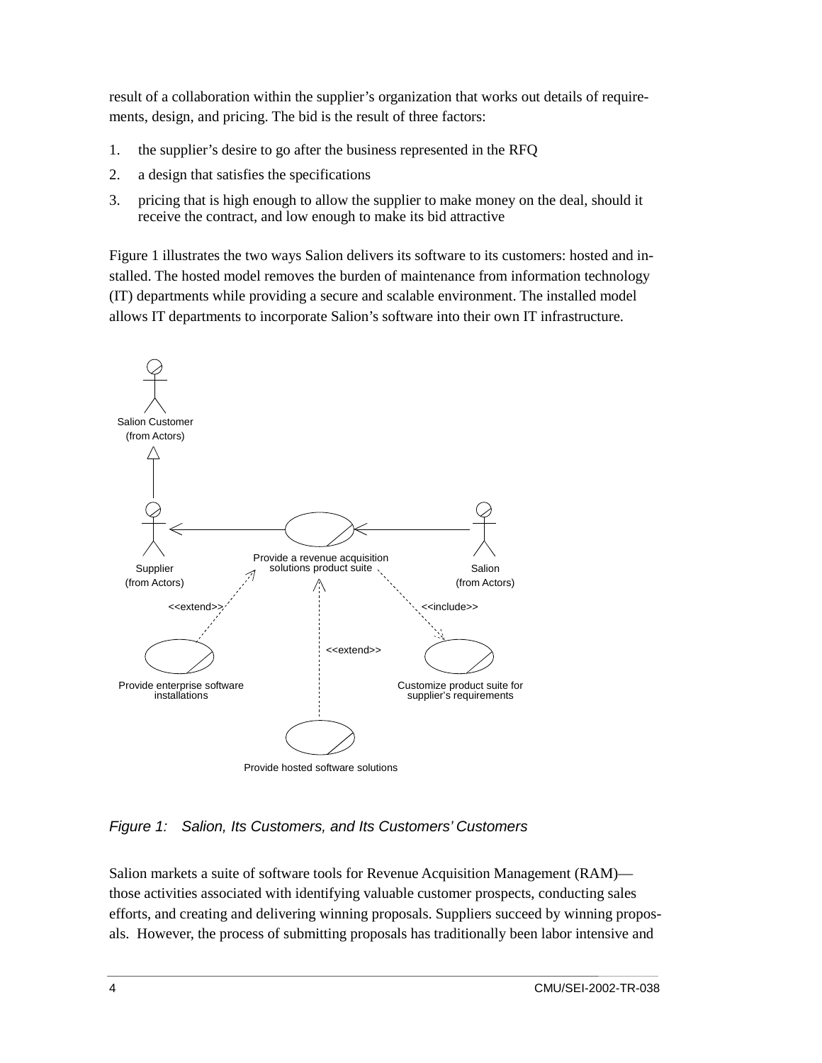result of a collaboration within the supplier's organization that works out details of requirements, design, and pricing. The bid is the result of three factors:

1. the supplier's desire to go after the business represented in the RFQ
2. a design that satisfies the specifications
3. pricing that is high enough to allow the supplier to make money on the deal, should it receive the contract, and low enough to make its bid attractive

Figure 1 illustrates the two ways Salion delivers its software to its customers: hosted and installed. The hosted model removes the burden of maintenance from information technology (IT) departments while providing a secure and scalable environment. The installed model allows IT departments to incorporate Salion's software into their own IT infrastructure.

Salion Customer
(from Actors)

Supplier
(from Actors)

Provide a revenue acquisition solutions product suite

Salion
(from Actors)

<<extend>>

<<include>>

<<extend>>

Provide enterprise software installations

Customize product suite for supplier's requirements

Provide hosted software solutions

*Figure 1: Salion, Its Customers, and Its Customers' Customers*

Salion markets a suite of software tools for Revenue Acquisition Management (RAM)—those activities associated with identifying valuable customer prospects, conducting sales efforts, and creating and delivering winning proposals. Suppliers succeed by winning proposals. However, the process of submitting proposals has traditionally been labor intensive and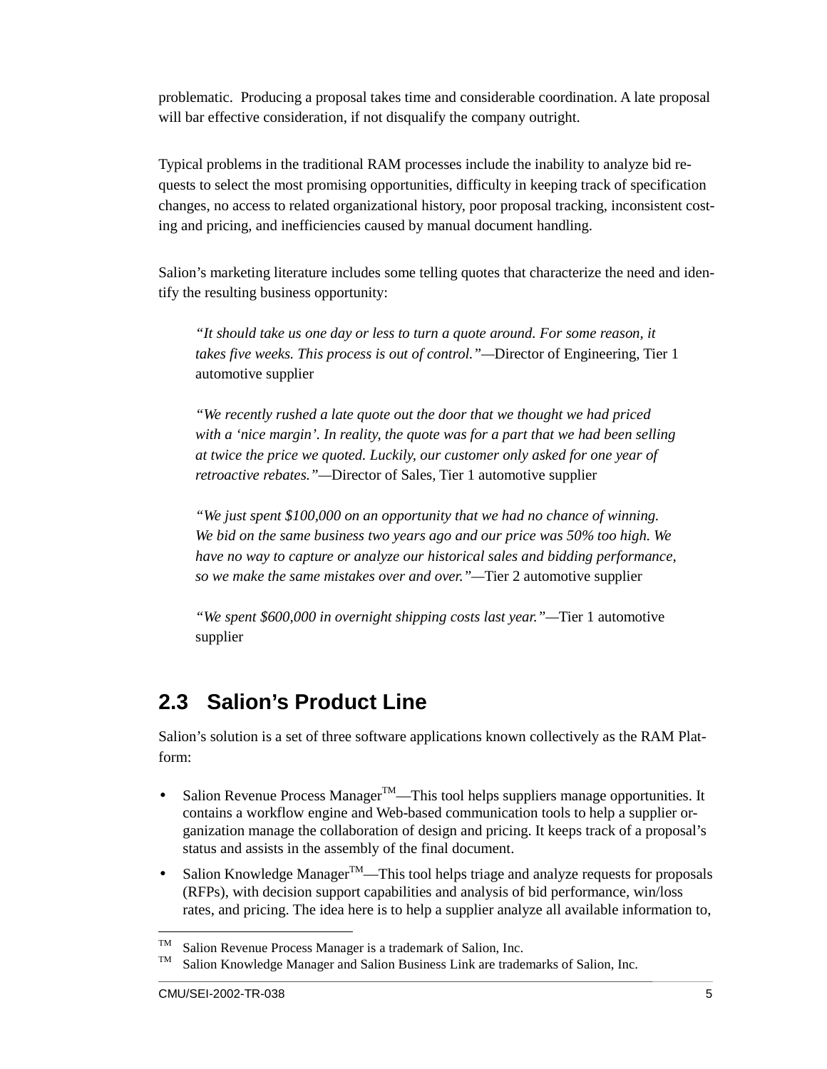problematic. Producing a proposal takes time and considerable coordination. A late proposal will bar effective consideration, if not disqualify the company outright.

Typical problems in the traditional RAM processes include the inability to analyze bid requests to select the most promising opportunities, difficulty in keeping track of specification changes, no access to related organizational history, poor proposal tracking, inconsistent costing and pricing, and inefficiencies caused by manual document handling.

Salion's marketing literature includes some telling quotes that characterize the need and identify the resulting business opportunity:

> *"It should take us one day or less to turn a quote around. For some reason, it takes five weeks. This process is out of control."*—Director of Engineering, Tier 1 automotive supplier
>
> *"We recently rushed a late quote out the door that we thought we had priced with a 'nice margin'. In reality, the quote was for a part that we had been selling at twice the price we quoted. Luckily, our customer only asked for one year of retroactive rebates."*—Director of Sales, Tier 1 automotive supplier
>
> *"We just spent $100,000 on an opportunity that we had no chance of winning. We bid on the same business two years ago and our price was 50% too high. We have no way to capture or analyze our historical sales and bidding performance, so we make the same mistakes over and over."*—Tier 2 automotive supplier
>
> *"We spent $600,000 in overnight shipping costs last year."*—Tier 1 automotive supplier

## 2.3 Salion's Product Line

Salion's solution is a set of three software applications known collectively as the RAM Platform:

- Salion Revenue Process Manager™—This tool helps suppliers manage opportunities. It contains a workflow engine and Web-based communication tools to help a supplier organization manage the collaboration of design and pricing. It keeps track of a proposal's status and assists in the assembly of the final document.
- Salion Knowledge Manager™—This tool helps triage and analyze requests for proposals (RFPs), with decision support capabilities and analysis of bid performance, win/loss rates, and pricing. The idea here is to help a supplier analyze all available information to,

---

™ Salion Revenue Process Manager is a trademark of Salion, Inc.

™ Salion Knowledge Manager and Salion Business Link are trademarks of Salion, Inc.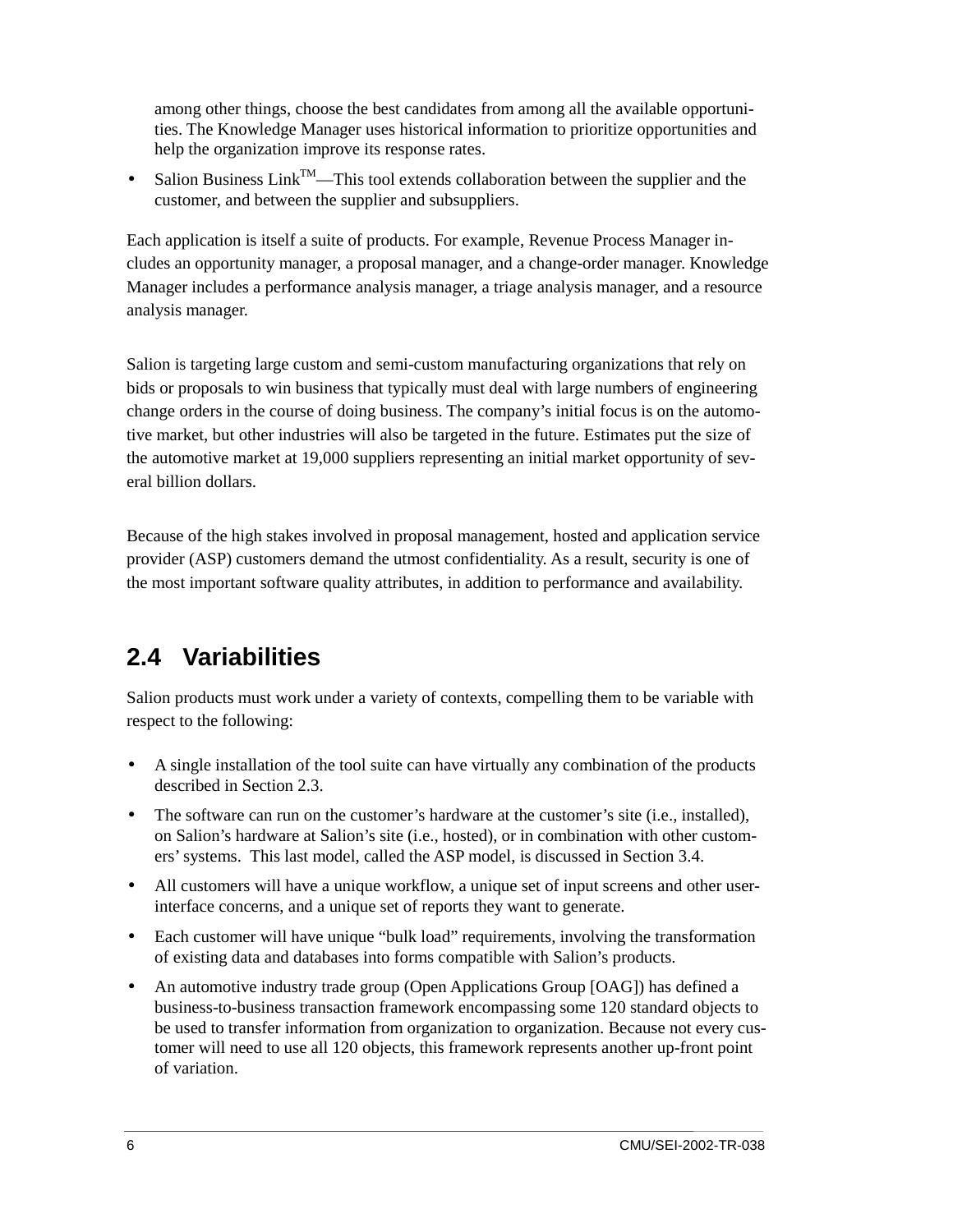among other things, choose the best candidates from among all the available opportunities. The Knowledge Manager uses historical information to prioritize opportunities and help the organization improve its response rates.

- Salion Business Link™—This tool extends collaboration between the supplier and the customer, and between the supplier and subsuppliers.

Each application is itself a suite of products. For example, Revenue Process Manager includes an opportunity manager, a proposal manager, and a change-order manager. Knowledge Manager includes a performance analysis manager, a triage analysis manager, and a resource analysis manager.

Salion is targeting large custom and semi-custom manufacturing organizations that rely on bids or proposals to win business that typically must deal with large numbers of engineering change orders in the course of doing business. The company's initial focus is on the automotive market, but other industries will also be targeted in the future. Estimates put the size of the automotive market at 19,000 suppliers representing an initial market opportunity of several billion dollars.

Because of the high stakes involved in proposal management, hosted and application service provider (ASP) customers demand the utmost confidentiality. As a result, security is one of the most important software quality attributes, in addition to performance and availability.

## 2.4 Variabilities

Salion products must work under a variety of contexts, compelling them to be variable with respect to the following:

- A single installation of the tool suite can have virtually any combination of the products described in Section 2.3.
- The software can run on the customer's hardware at the customer's site (i.e., installed), on Salion's hardware at Salion's site (i.e., hosted), or in combination with other customers' systems. This last model, called the ASP model, is discussed in Section 3.4.
- All customers will have a unique workflow, a unique set of input screens and other user-interface concerns, and a unique set of reports they want to generate.
- Each customer will have unique "bulk load" requirements, involving the transformation of existing data and databases into forms compatible with Salion's products.
- An automotive industry trade group (Open Applications Group [OAG]) has defined a business-to-business transaction framework encompassing some 120 standard objects to be used to transfer information from organization to organization. Because not every customer will need to use all 120 objects, this framework represents another up-front point of variation.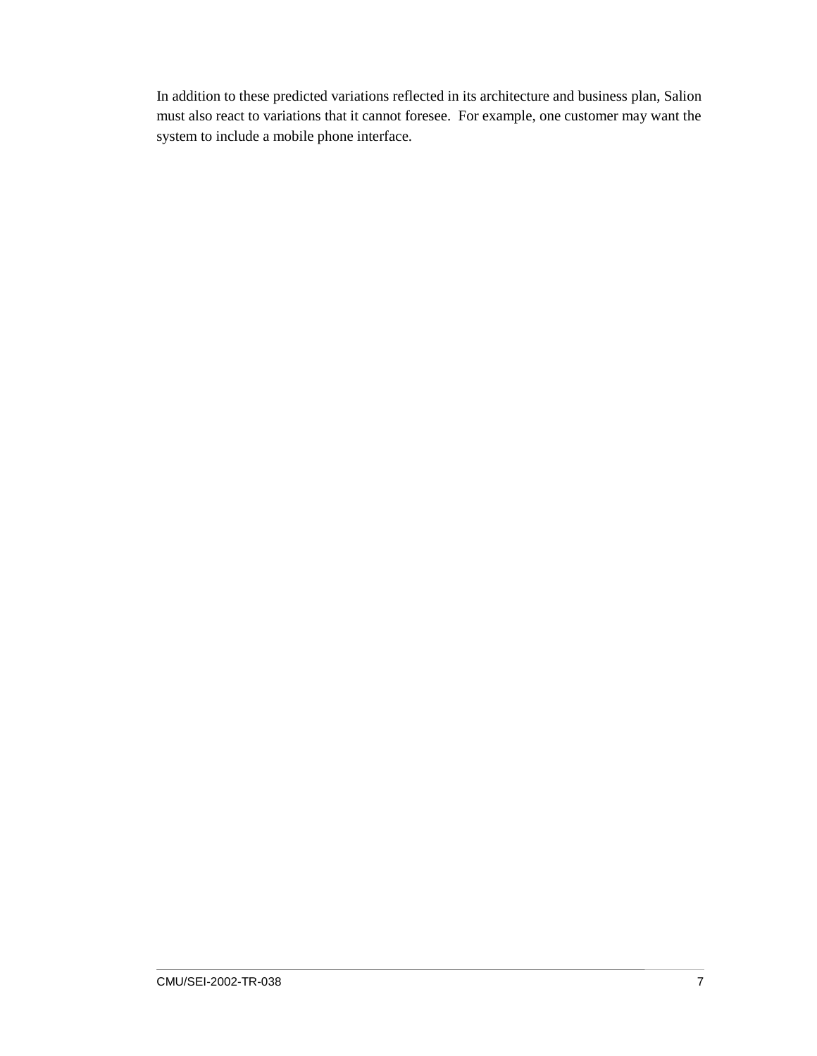In addition to these predicted variations reflected in its architecture and business plan, Salion must also react to variations that it cannot foresee.  For example, one customer may want the system to include a mobile phone interface.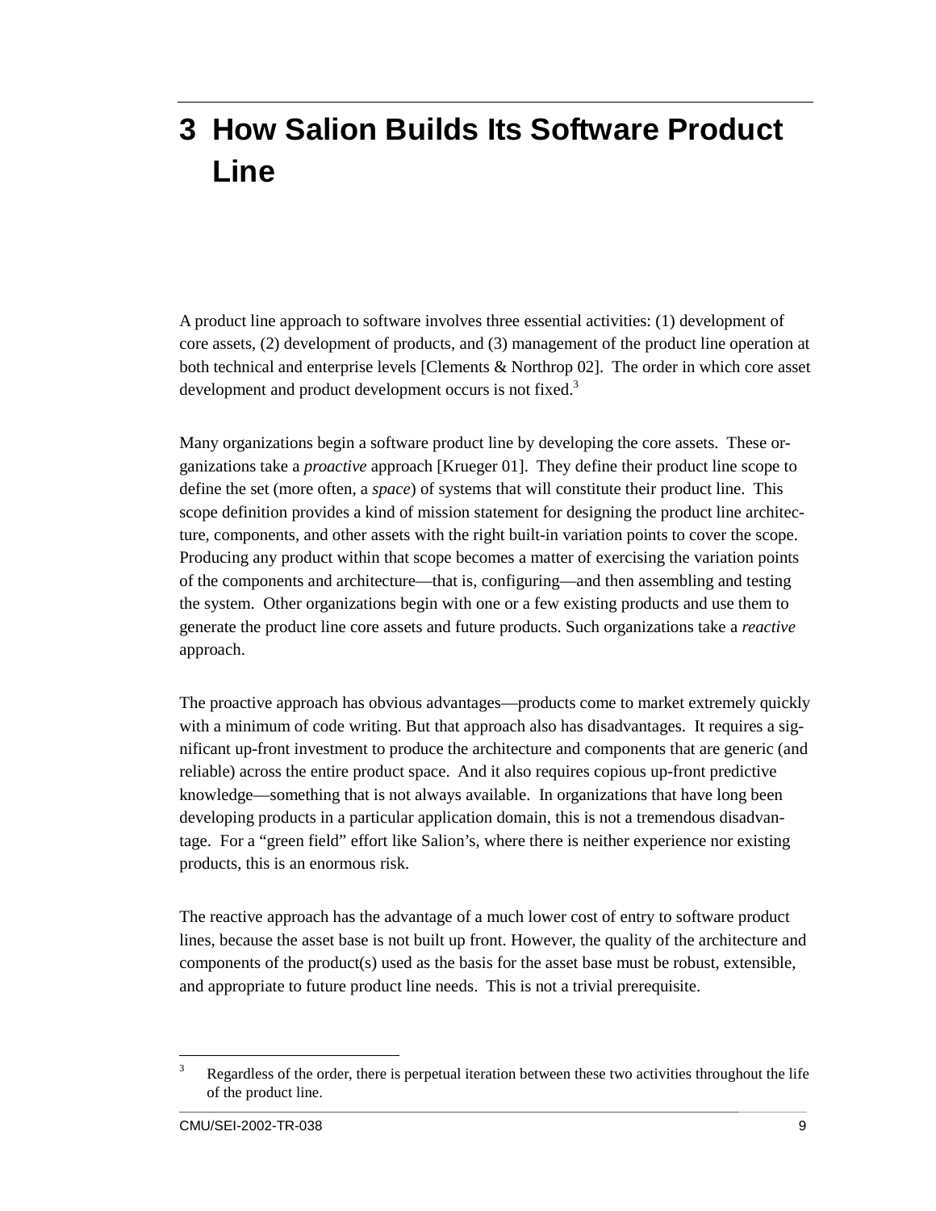# 3 How Salion Builds Its Software Product Line

A product line approach to software involves three essential activities: (1) development of core assets, (2) development of products, and (3) management of the product line operation at both technical and enterprise levels [Clements & Northrop 02]. The order in which core asset development and product development occurs is not fixed.[3]

Many organizations begin a software product line by developing the core assets. These organizations take a *proactive* approach [Krueger 01]. They define their product line scope to define the set (more often, a *space*) of systems that will constitute their product line. This scope definition provides a kind of mission statement for designing the product line architecture, components, and other assets with the right built-in variation points to cover the scope. Producing any product within that scope becomes a matter of exercising the variation points of the components and architecture—that is, configuring—and then assembling and testing the system. Other organizations begin with one or a few existing products and use them to generate the product line core assets and future products. Such organizations take a *reactive* approach.

The proactive approach has obvious advantages—products come to market extremely quickly with a minimum of code writing. But that approach also has disadvantages. It requires a significant up-front investment to produce the architecture and components that are generic (and reliable) across the entire product space. And it also requires copious up-front predictive knowledge—something that is not always available. In organizations that have long been developing products in a particular application domain, this is not a tremendous disadvantage. For a "green field" effort like Salion's, where there is neither experience nor existing products, this is an enormous risk.

The reactive approach has the advantage of a much lower cost of entry to software product lines, because the asset base is not built up front. However, the quality of the architecture and components of the product(s) used as the basis for the asset base must be robust, extensible, and appropriate to future product line needs. This is not a trivial prerequisite.

---

[3] Regardless of the order, there is perpetual iteration between these two activities throughout the life of the product line.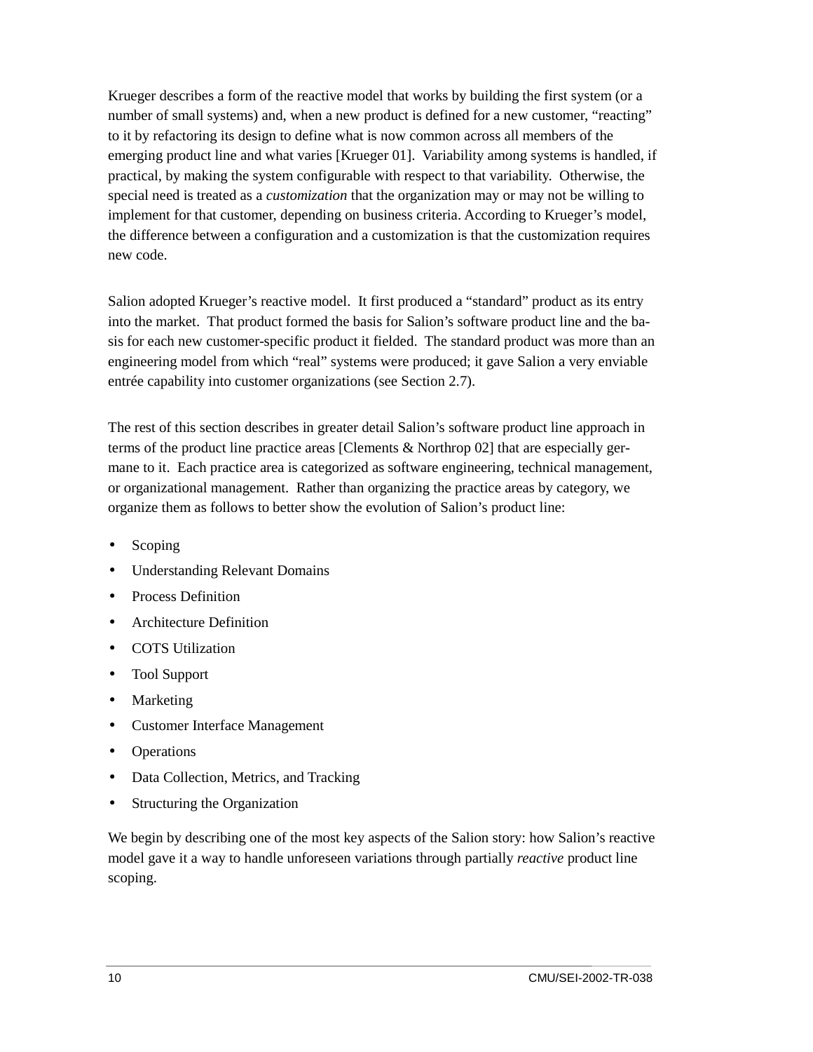Krueger describes a form of the reactive model that works by building the first system (or a number of small systems) and, when a new product is defined for a new customer, "reacting" to it by refactoring its design to define what is now common across all members of the emerging product line and what varies [Krueger 01]. Variability among systems is handled, if practical, by making the system configurable with respect to that variability. Otherwise, the special need is treated as a *customization* that the organization may or may not be willing to implement for that customer, depending on business criteria. According to Krueger's model, the difference between a configuration and a customization is that the customization requires new code.

Salion adopted Krueger's reactive model. It first produced a "standard" product as its entry into the market. That product formed the basis for Salion's software product line and the basis for each new customer-specific product it fielded. The standard product was more than an engineering model from which "real" systems were produced; it gave Salion a very enviable entrée capability into customer organizations (see Section 2.7).

The rest of this section describes in greater detail Salion's software product line approach in terms of the product line practice areas [Clements & Northrop 02] that are especially germane to it. Each practice area is categorized as software engineering, technical management, or organizational management. Rather than organizing the practice areas by category, we organize them as follows to better show the evolution of Salion's product line:

- Scoping
- Understanding Relevant Domains
- Process Definition
- Architecture Definition
- COTS Utilization
- Tool Support
- Marketing
- Customer Interface Management
- Operations
- Data Collection, Metrics, and Tracking
- Structuring the Organization

We begin by describing one of the most key aspects of the Salion story: how Salion's reactive model gave it a way to handle unforeseen variations through partially *reactive* product line scoping.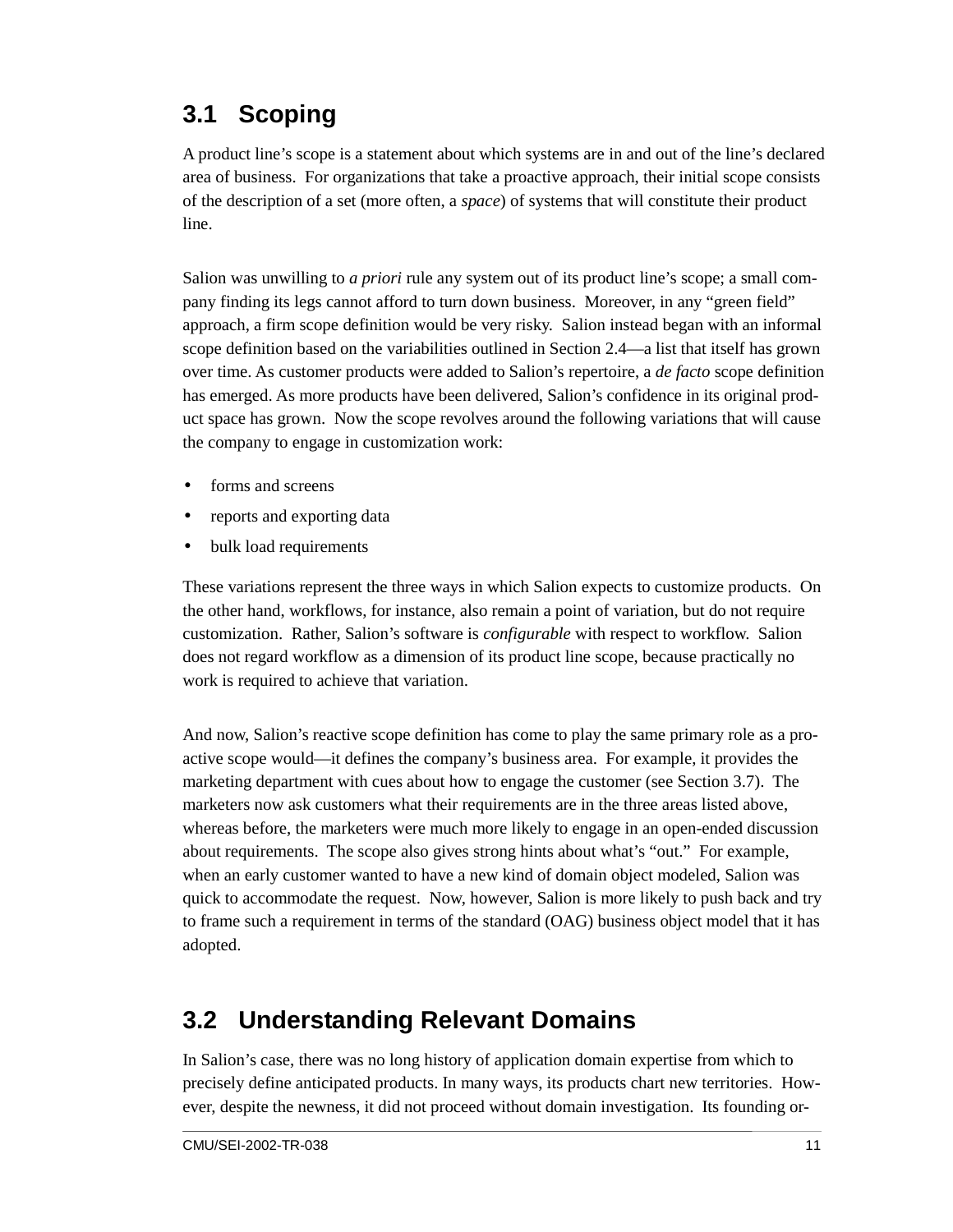## 3.1 Scoping

A product line's scope is a statement about which systems are in and out of the line's declared area of business. For organizations that take a proactive approach, their initial scope consists of the description of a set (more often, a *space*) of systems that will constitute their product line.

Salion was unwilling to *a priori* rule any system out of its product line's scope; a small company finding its legs cannot afford to turn down business. Moreover, in any "green field" approach, a firm scope definition would be very risky. Salion instead began with an informal scope definition based on the variabilities outlined in Section 2.4—a list that itself has grown over time. As customer products were added to Salion's repertoire, a *de facto* scope definition has emerged. As more products have been delivered, Salion's confidence in its original product space has grown. Now the scope revolves around the following variations that will cause the company to engage in customization work:

- forms and screens
- reports and exporting data
- bulk load requirements

These variations represent the three ways in which Salion expects to customize products. On the other hand, workflows, for instance, also remain a point of variation, but do not require customization. Rather, Salion's software is *configurable* with respect to workflow. Salion does not regard workflow as a dimension of its product line scope, because practically no work is required to achieve that variation.

And now, Salion's reactive scope definition has come to play the same primary role as a proactive scope would—it defines the company's business area. For example, it provides the marketing department with cues about how to engage the customer (see Section 3.7). The marketers now ask customers what their requirements are in the three areas listed above, whereas before, the marketers were much more likely to engage in an open-ended discussion about requirements. The scope also gives strong hints about what's "out." For example, when an early customer wanted to have a new kind of domain object modeled, Salion was quick to accommodate the request. Now, however, Salion is more likely to push back and try to frame such a requirement in terms of the standard (OAG) business object model that it has adopted.

## 3.2 Understanding Relevant Domains

In Salion's case, there was no long history of application domain expertise from which to precisely define anticipated products. In many ways, its products chart new territories. However, despite the newness, it did not proceed without domain investigation. Its founding or-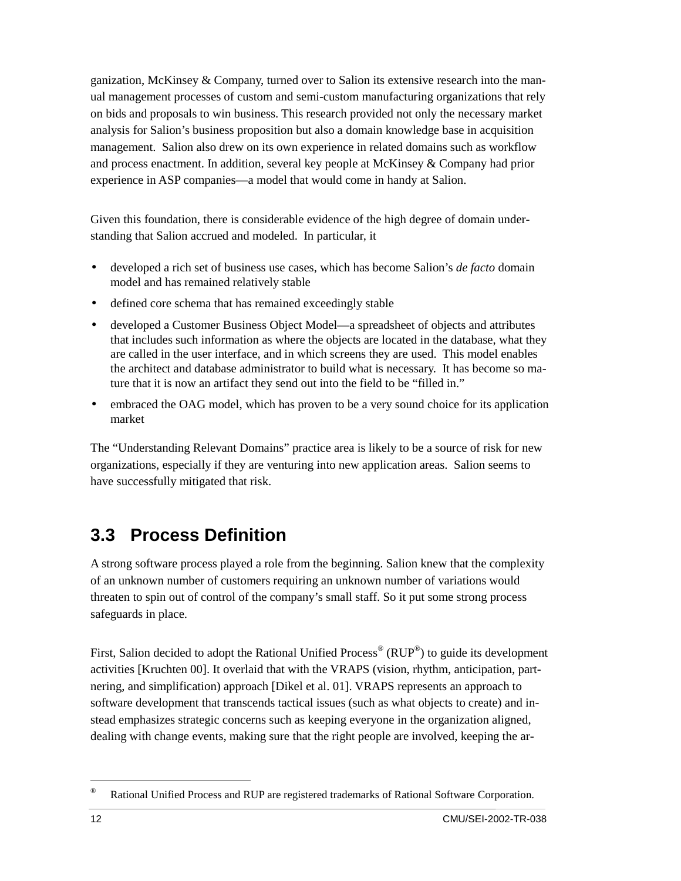ganization, McKinsey & Company, turned over to Salion its extensive research into the manual management processes of custom and semi-custom manufacturing organizations that rely on bids and proposals to win business. This research provided not only the necessary market analysis for Salion's business proposition but also a domain knowledge base in acquisition management. Salion also drew on its own experience in related domains such as workflow and process enactment. In addition, several key people at McKinsey & Company had prior experience in ASP companies—a model that would come in handy at Salion.

Given this foundation, there is considerable evidence of the high degree of domain understanding that Salion accrued and modeled. In particular, it

- developed a rich set of business use cases, which has become Salion's *de facto* domain model and has remained relatively stable
- defined core schema that has remained exceedingly stable
- developed a Customer Business Object Model—a spreadsheet of objects and attributes that includes such information as where the objects are located in the database, what they are called in the user interface, and in which screens they are used. This model enables the architect and database administrator to build what is necessary. It has become so mature that it is now an artifact they send out into the field to be "filled in."
- embraced the OAG model, which has proven to be a very sound choice for its application market

The "Understanding Relevant Domains" practice area is likely to be a source of risk for new organizations, especially if they are venturing into new application areas. Salion seems to have successfully mitigated that risk.

## 3.3 Process Definition

A strong software process played a role from the beginning. Salion knew that the complexity of an unknown number of customers requiring an unknown number of variations would threaten to spin out of control of the company's small staff. So it put some strong process safeguards in place.

First, Salion decided to adopt the Rational Unified Process® (RUP®) to guide its development activities [Kruchten 00]. It overlaid that with the VRAPS (vision, rhythm, anticipation, partnering, and simplification) approach [Dikel et al. 01]. VRAPS represents an approach to software development that transcends tactical issues (such as what objects to create) and instead emphasizes strategic concerns such as keeping everyone in the organization aligned, dealing with change events, making sure that the right people are involved, keeping the ar-

® Rational Unified Process and RUP are registered trademarks of Rational Software Corporation.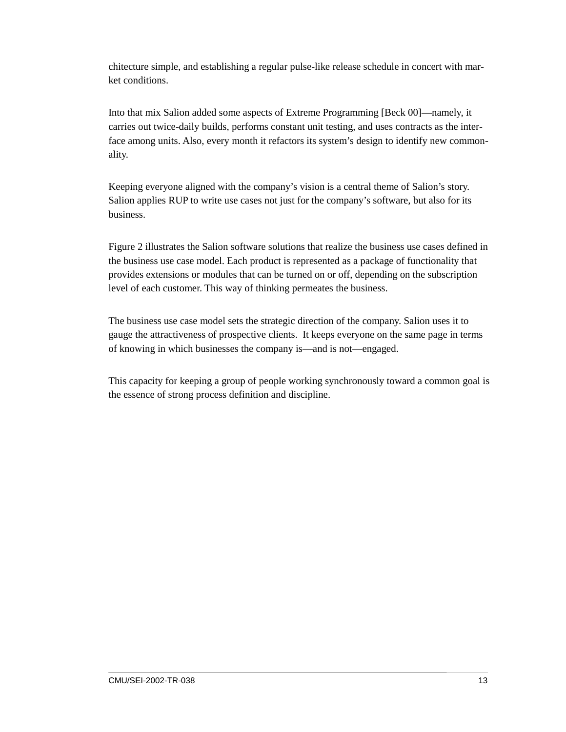chitecture simple, and establishing a regular pulse-like release schedule in concert with market conditions.

Into that mix Salion added some aspects of Extreme Programming [Beck 00]—namely, it carries out twice-daily builds, performs constant unit testing, and uses contracts as the interface among units. Also, every month it refactors its system's design to identify new commonality.

Keeping everyone aligned with the company's vision is a central theme of Salion's story. Salion applies RUP to write use cases not just for the company's software, but also for its business.

Figure 2 illustrates the Salion software solutions that realize the business use cases defined in the business use case model. Each product is represented as a package of functionality that provides extensions or modules that can be turned on or off, depending on the subscription level of each customer. This way of thinking permeates the business.

The business use case model sets the strategic direction of the company. Salion uses it to gauge the attractiveness of prospective clients. It keeps everyone on the same page in terms of knowing in which businesses the company is—and is not—engaged.

This capacity for keeping a group of people working synchronously toward a common goal is the essence of strong process definition and discipline.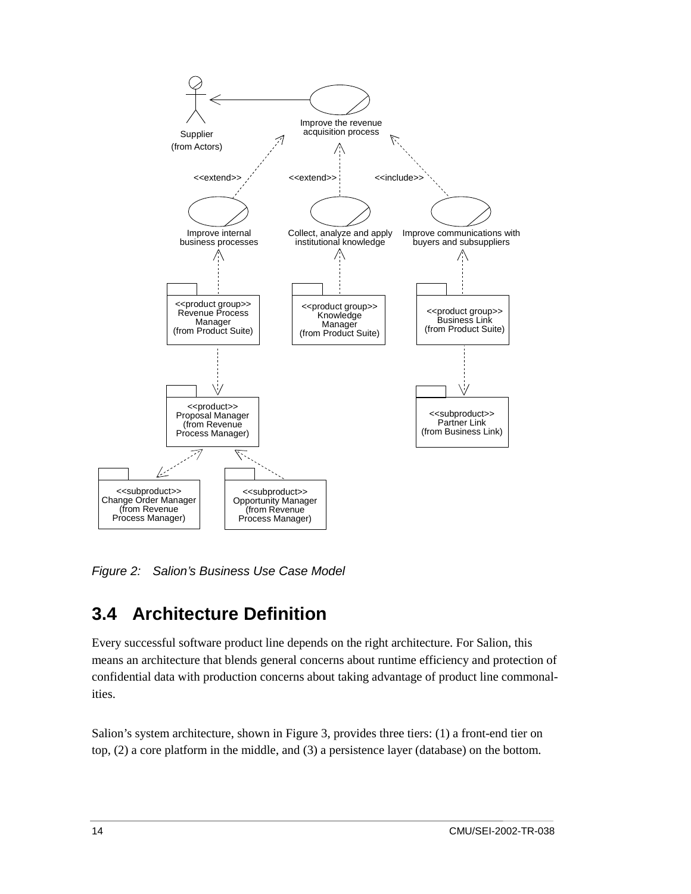Figure 2: Salion's Business Use Case Model

## 3.4 Architecture Definition

Every successful software product line depends on the right architecture. For Salion, this means an architecture that blends general concerns about runtime efficiency and protection of confidential data with production concerns about taking advantage of product line commonalities.

Salion's system architecture, shown in Figure 3, provides three tiers: (1) a front-end tier on top, (2) a core platform in the middle, and (3) a persistence layer (database) on the bottom.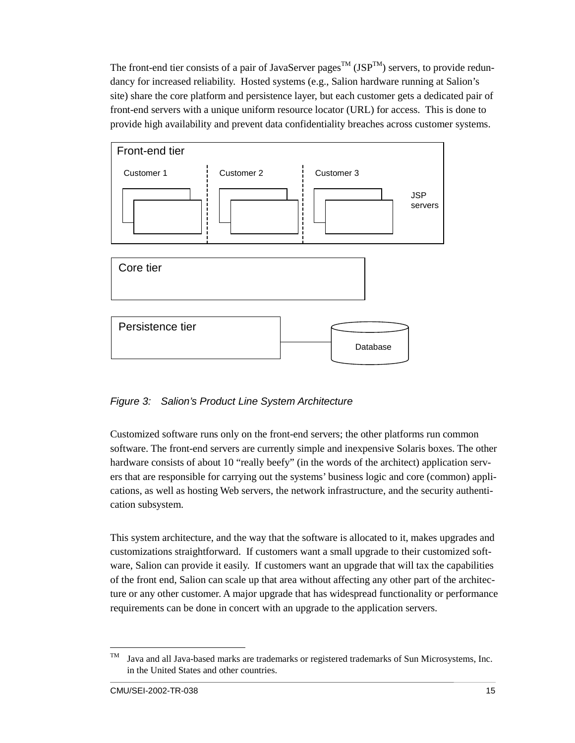The front-end tier consists of a pair of JavaServer pages™ (JSP™) servers, to provide redundancy for increased reliability. Hosted systems (e.g., Salion hardware running at Salion's site) share the core platform and persistence layer, but each customer gets a dedicated pair of front-end servers with a unique uniform resource locator (URL) for access. This is done to provide high availability and prevent data confidentiality breaches across customer systems.

Front-end tier

Customer 1 | Customer 2 | Customer 3

JSP servers

Core tier

Persistence tier

Database

*Figure 3: Salion's Product Line System Architecture*

Customized software runs only on the front-end servers; the other platforms run common software. The front-end servers are currently simple and inexpensive Solaris boxes. The other hardware consists of about 10 "really beefy" (in the words of the architect) application servers that are responsible for carrying out the systems' business logic and core (common) applications, as well as hosting Web servers, the network infrastructure, and the security authentication subsystem.

This system architecture, and the way that the software is allocated to it, makes upgrades and customizations straightforward. If customers want a small upgrade to their customized software, Salion can provide it easily. If customers want an upgrade that will tax the capabilities of the front end, Salion can scale up that area without affecting any other part of the architecture or any other customer. A major upgrade that has widespread functionality or performance requirements can be done in concert with an upgrade to the application servers.

---

™ Java and all Java-based marks are trademarks or registered trademarks of Sun Microsystems, Inc. in the United States and other countries.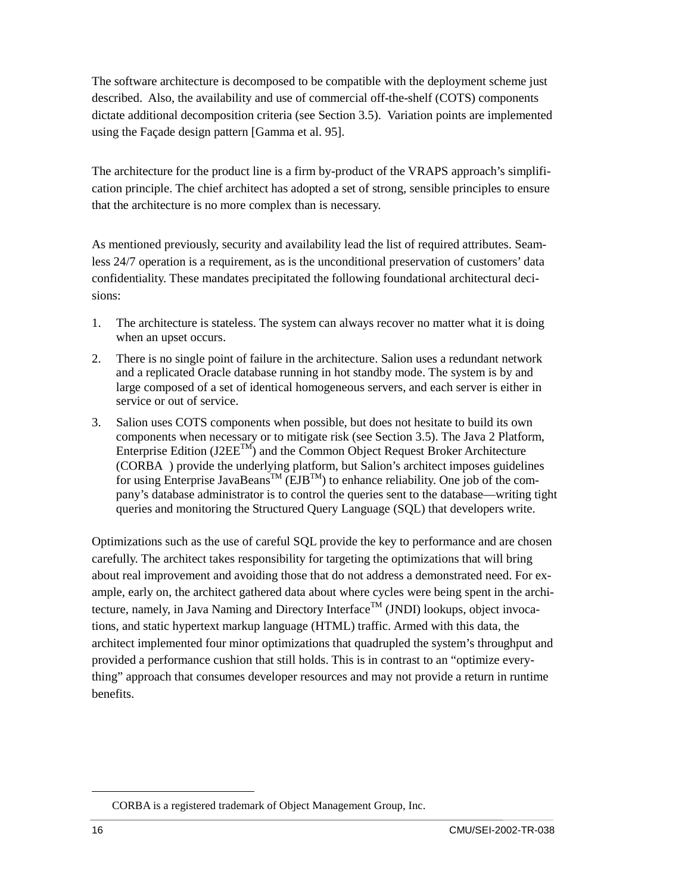The software architecture is decomposed to be compatible with the deployment scheme just described. Also, the availability and use of commercial off-the-shelf (COTS) components dictate additional decomposition criteria (see Section 3.5). Variation points are implemented using the Façade design pattern [Gamma et al. 95].

The architecture for the product line is a firm by-product of the VRAPS approach's simplification principle. The chief architect has adopted a set of strong, sensible principles to ensure that the architecture is no more complex than is necessary.

As mentioned previously, security and availability lead the list of required attributes. Seamless 24/7 operation is a requirement, as is the unconditional preservation of customers' data confidentiality. These mandates precipitated the following foundational architectural decisions:

1. The architecture is stateless. The system can always recover no matter what it is doing when an upset occurs.
2. There is no single point of failure in the architecture. Salion uses a redundant network and a replicated Oracle database running in hot standby mode. The system is by and large composed of a set of identical homogeneous servers, and each server is either in service or out of service.
3. Salion uses COTS components when possible, but does not hesitate to build its own components when necessary or to mitigate risk (see Section 3.5). The Java 2 Platform, Enterprise Edition (J2EE™) and the Common Object Request Broker Architecture (CORBA ) provide the underlying platform, but Salion's architect imposes guidelines for using Enterprise JavaBeans™ (EJB™) to enhance reliability. One job of the company's database administrator is to control the queries sent to the database—writing tight queries and monitoring the Structured Query Language (SQL) that developers write.

Optimizations such as the use of careful SQL provide the key to performance and are chosen carefully. The architect takes responsibility for targeting the optimizations that will bring about real improvement and avoiding those that do not address a demonstrated need. For example, early on, the architect gathered data about where cycles were being spent in the architecture, namely, in Java Naming and Directory Interface™ (JNDI) lookups, object invocations, and static hypertext markup language (HTML) traffic. Armed with this data, the architect implemented four minor optimizations that quadrupled the system's throughput and provided a performance cushion that still holds. This is in contrast to an "optimize everything" approach that consumes developer resources and may not provide a return in runtime benefits.

---

CORBA is a registered trademark of Object Management Group, Inc.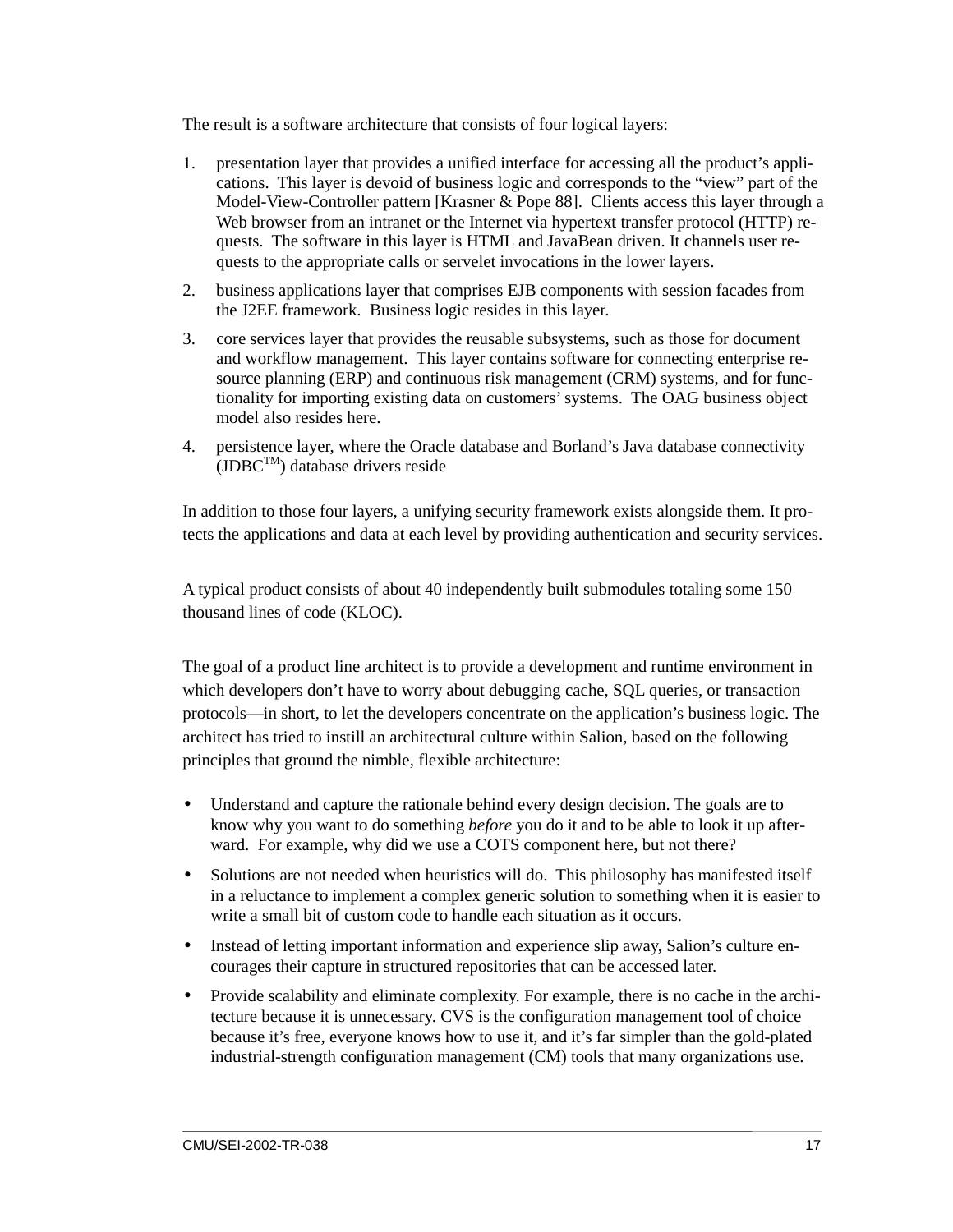The result is a software architecture that consists of four logical layers:

1. presentation layer that provides a unified interface for accessing all the product's applications. This layer is devoid of business logic and corresponds to the "view" part of the Model-View-Controller pattern [Krasner & Pope 88]. Clients access this layer through a Web browser from an intranet or the Internet via hypertext transfer protocol (HTTP) requests. The software in this layer is HTML and JavaBean driven. It channels user requests to the appropriate calls or servelet invocations in the lower layers.
2. business applications layer that comprises EJB components with session facades from the J2EE framework. Business logic resides in this layer.
3. core services layer that provides the reusable subsystems, such as those for document and workflow management. This layer contains software for connecting enterprise resource planning (ERP) and continuous risk management (CRM) systems, and for functionality for importing existing data on customers' systems. The OAG business object model also resides here.
4. persistence layer, where the Oracle database and Borland's Java database connectivity (JDBC™) database drivers reside

In addition to those four layers, a unifying security framework exists alongside them. It protects the applications and data at each level by providing authentication and security services.

A typical product consists of about 40 independently built submodules totaling some 150 thousand lines of code (KLOC).

The goal of a product line architect is to provide a development and runtime environment in which developers don't have to worry about debugging cache, SQL queries, or transaction protocols—in short, to let the developers concentrate on the application's business logic. The architect has tried to instill an architectural culture within Salion, based on the following principles that ground the nimble, flexible architecture:

- Understand and capture the rationale behind every design decision. The goals are to know why you want to do something *before* you do it and to be able to look it up afterward. For example, why did we use a COTS component here, but not there?
- Solutions are not needed when heuristics will do. This philosophy has manifested itself in a reluctance to implement a complex generic solution to something when it is easier to write a small bit of custom code to handle each situation as it occurs.
- Instead of letting important information and experience slip away, Salion's culture encourages their capture in structured repositories that can be accessed later.
- Provide scalability and eliminate complexity. For example, there is no cache in the architecture because it is unnecessary. CVS is the configuration management tool of choice because it's free, everyone knows how to use it, and it's far simpler than the gold-plated industrial-strength configuration management (CM) tools that many organizations use.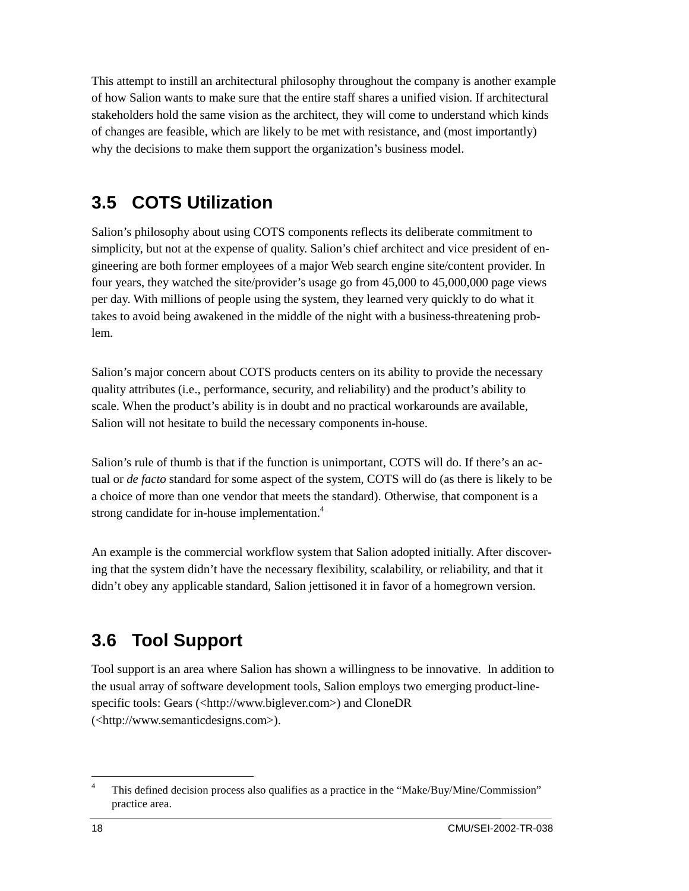This attempt to instill an architectural philosophy throughout the company is another example of how Salion wants to make sure that the entire staff shares a unified vision. If architectural stakeholders hold the same vision as the architect, they will come to understand which kinds of changes are feasible, which are likely to be met with resistance, and (most importantly) why the decisions to make them support the organization's business model.

## 3.5 COTS Utilization

Salion's philosophy about using COTS components reflects its deliberate commitment to simplicity, but not at the expense of quality. Salion's chief architect and vice president of engineering are both former employees of a major Web search engine site/content provider. In four years, they watched the site/provider's usage go from 45,000 to 45,000,000 page views per day. With millions of people using the system, they learned very quickly to do what it takes to avoid being awakened in the middle of the night with a business-threatening problem.

Salion's major concern about COTS products centers on its ability to provide the necessary quality attributes (i.e., performance, security, and reliability) and the product's ability to scale. When the product's ability is in doubt and no practical workarounds are available, Salion will not hesitate to build the necessary components in-house.

Salion's rule of thumb is that if the function is unimportant, COTS will do. If there's an actual or *de facto* standard for some aspect of the system, COTS will do (as there is likely to be a choice of more than one vendor that meets the standard). Otherwise, that component is a strong candidate for in-house implementation.[4]

An example is the commercial workflow system that Salion adopted initially. After discovering that the system didn't have the necessary flexibility, scalability, or reliability, and that it didn't obey any applicable standard, Salion jettisoned it in favor of a homegrown version.

## 3.6 Tool Support

Tool support is an area where Salion has shown a willingness to be innovative. In addition to the usual array of software development tools, Salion employs two emerging product-line-specific tools: Gears (<http://www.biglever.com>) and CloneDR (<http://www.semanticdesigns.com>).

---

[4] This defined decision process also qualifies as a practice in the "Make/Buy/Mine/Commission" practice area.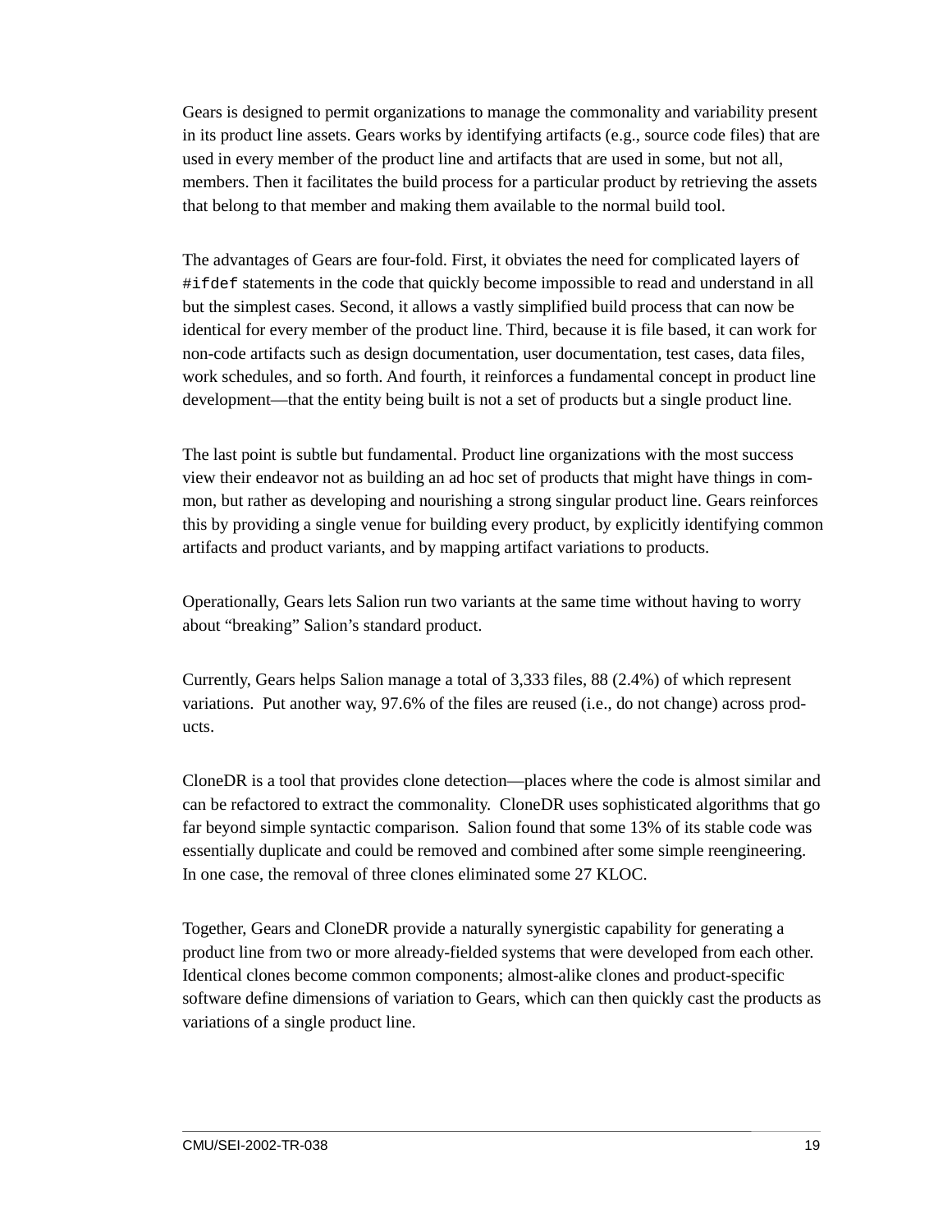Gears is designed to permit organizations to manage the commonality and variability present in its product line assets. Gears works by identifying artifacts (e.g., source code files) that are used in every member of the product line and artifacts that are used in some, but not all, members. Then it facilitates the build process for a particular product by retrieving the assets that belong to that member and making them available to the normal build tool.

The advantages of Gears are four-fold. First, it obviates the need for complicated layers of `#ifdef` statements in the code that quickly become impossible to read and understand in all but the simplest cases. Second, it allows a vastly simplified build process that can now be identical for every member of the product line. Third, because it is file based, it can work for non-code artifacts such as design documentation, user documentation, test cases, data files, work schedules, and so forth. And fourth, it reinforces a fundamental concept in product line development—that the entity being built is not a set of products but a single product line.

The last point is subtle but fundamental. Product line organizations with the most success view their endeavor not as building an ad hoc set of products that might have things in common, but rather as developing and nourishing a strong singular product line. Gears reinforces this by providing a single venue for building every product, by explicitly identifying common artifacts and product variants, and by mapping artifact variations to products.

Operationally, Gears lets Salion run two variants at the same time without having to worry about "breaking" Salion's standard product.

Currently, Gears helps Salion manage a total of 3,333 files, 88 (2.4%) of which represent variations. Put another way, 97.6% of the files are reused (i.e., do not change) across products.

CloneDR is a tool that provides clone detection—places where the code is almost similar and can be refactored to extract the commonality. CloneDR uses sophisticated algorithms that go far beyond simple syntactic comparison. Salion found that some 13% of its stable code was essentially duplicate and could be removed and combined after some simple reengineering. In one case, the removal of three clones eliminated some 27 KLOC.

Together, Gears and CloneDR provide a naturally synergistic capability for generating a product line from two or more already-fielded systems that were developed from each other. Identical clones become common components; almost-alike clones and product-specific software define dimensions of variation to Gears, which can then quickly cast the products as variations of a single product line.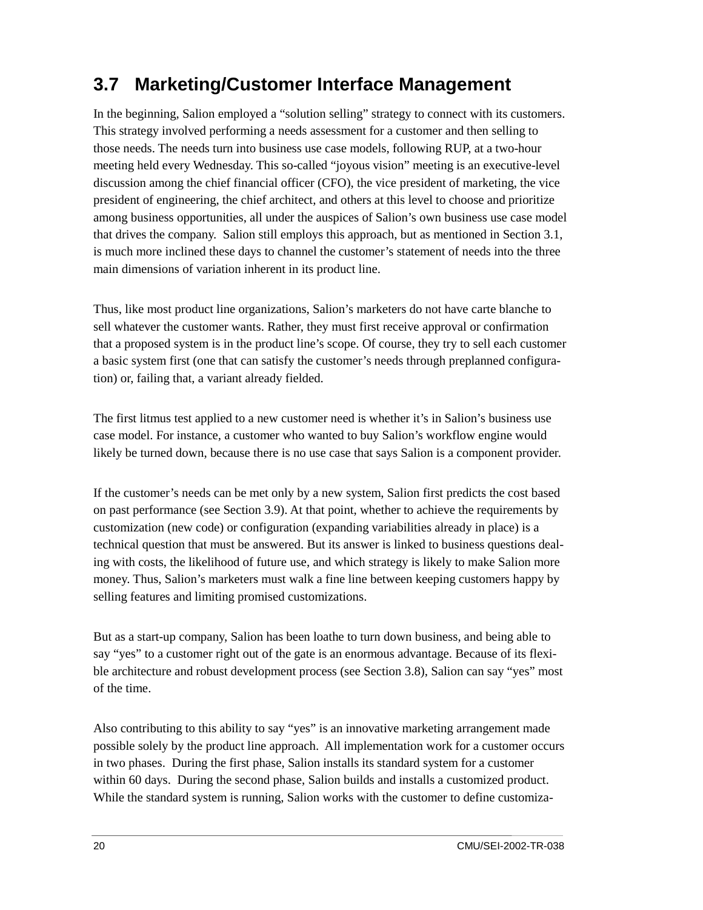## 3.7 Marketing/Customer Interface Management

In the beginning, Salion employed a "solution selling" strategy to connect with its customers. This strategy involved performing a needs assessment for a customer and then selling to those needs. The needs turn into business use case models, following RUP, at a two-hour meeting held every Wednesday. This so-called "joyous vision" meeting is an executive-level discussion among the chief financial officer (CFO), the vice president of marketing, the vice president of engineering, the chief architect, and others at this level to choose and prioritize among business opportunities, all under the auspices of Salion's own business use case model that drives the company. Salion still employs this approach, but as mentioned in Section 3.1, is much more inclined these days to channel the customer's statement of needs into the three main dimensions of variation inherent in its product line.

Thus, like most product line organizations, Salion's marketers do not have carte blanche to sell whatever the customer wants. Rather, they must first receive approval or confirmation that a proposed system is in the product line's scope. Of course, they try to sell each customer a basic system first (one that can satisfy the customer's needs through preplanned configuration) or, failing that, a variant already fielded.

The first litmus test applied to a new customer need is whether it's in Salion's business use case model. For instance, a customer who wanted to buy Salion's workflow engine would likely be turned down, because there is no use case that says Salion is a component provider.

If the customer's needs can be met only by a new system, Salion first predicts the cost based on past performance (see Section 3.9). At that point, whether to achieve the requirements by customization (new code) or configuration (expanding variabilities already in place) is a technical question that must be answered. But its answer is linked to business questions dealing with costs, the likelihood of future use, and which strategy is likely to make Salion more money. Thus, Salion's marketers must walk a fine line between keeping customers happy by selling features and limiting promised customizations.

But as a start-up company, Salion has been loathe to turn down business, and being able to say "yes" to a customer right out of the gate is an enormous advantage. Because of its flexible architecture and robust development process (see Section 3.8), Salion can say "yes" most of the time.

Also contributing to this ability to say "yes" is an innovative marketing arrangement made possible solely by the product line approach. All implementation work for a customer occurs in two phases. During the first phase, Salion installs its standard system for a customer within 60 days. During the second phase, Salion builds and installs a customized product. While the standard system is running, Salion works with the customer to define customiza-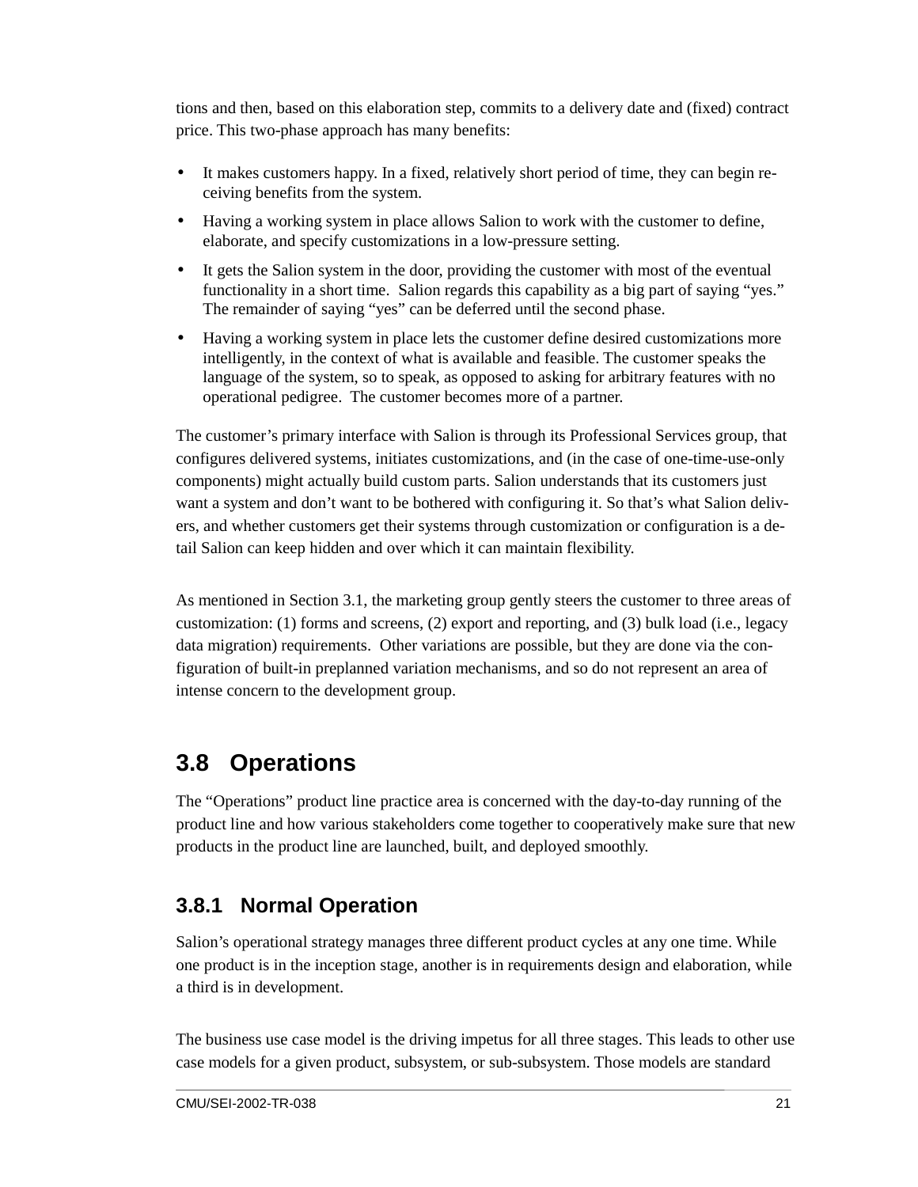tions and then, based on this elaboration step, commits to a delivery date and (fixed) contract price. This two-phase approach has many benefits:

- It makes customers happy. In a fixed, relatively short period of time, they can begin receiving benefits from the system.
- Having a working system in place allows Salion to work with the customer to define, elaborate, and specify customizations in a low-pressure setting.
- It gets the Salion system in the door, providing the customer with most of the eventual functionality in a short time. Salion regards this capability as a big part of saying "yes." The remainder of saying "yes" can be deferred until the second phase.
- Having a working system in place lets the customer define desired customizations more intelligently, in the context of what is available and feasible. The customer speaks the language of the system, so to speak, as opposed to asking for arbitrary features with no operational pedigree. The customer becomes more of a partner.

The customer's primary interface with Salion is through its Professional Services group, that configures delivered systems, initiates customizations, and (in the case of one-time-use-only components) might actually build custom parts. Salion understands that its customers just want a system and don't want to be bothered with configuring it. So that's what Salion delivers, and whether customers get their systems through customization or configuration is a detail Salion can keep hidden and over which it can maintain flexibility.

As mentioned in Section 3.1, the marketing group gently steers the customer to three areas of customization: (1) forms and screens, (2) export and reporting, and (3) bulk load (i.e., legacy data migration) requirements. Other variations are possible, but they are done via the configuration of built-in preplanned variation mechanisms, and so do not represent an area of intense concern to the development group.

## 3.8 Operations

The "Operations" product line practice area is concerned with the day-to-day running of the product line and how various stakeholders come together to cooperatively make sure that new products in the product line are launched, built, and deployed smoothly.

### 3.8.1 Normal Operation

Salion's operational strategy manages three different product cycles at any one time. While one product is in the inception stage, another is in requirements design and elaboration, while a third is in development.

The business use case model is the driving impetus for all three stages. This leads to other use case models for a given product, subsystem, or sub-subsystem. Those models are standard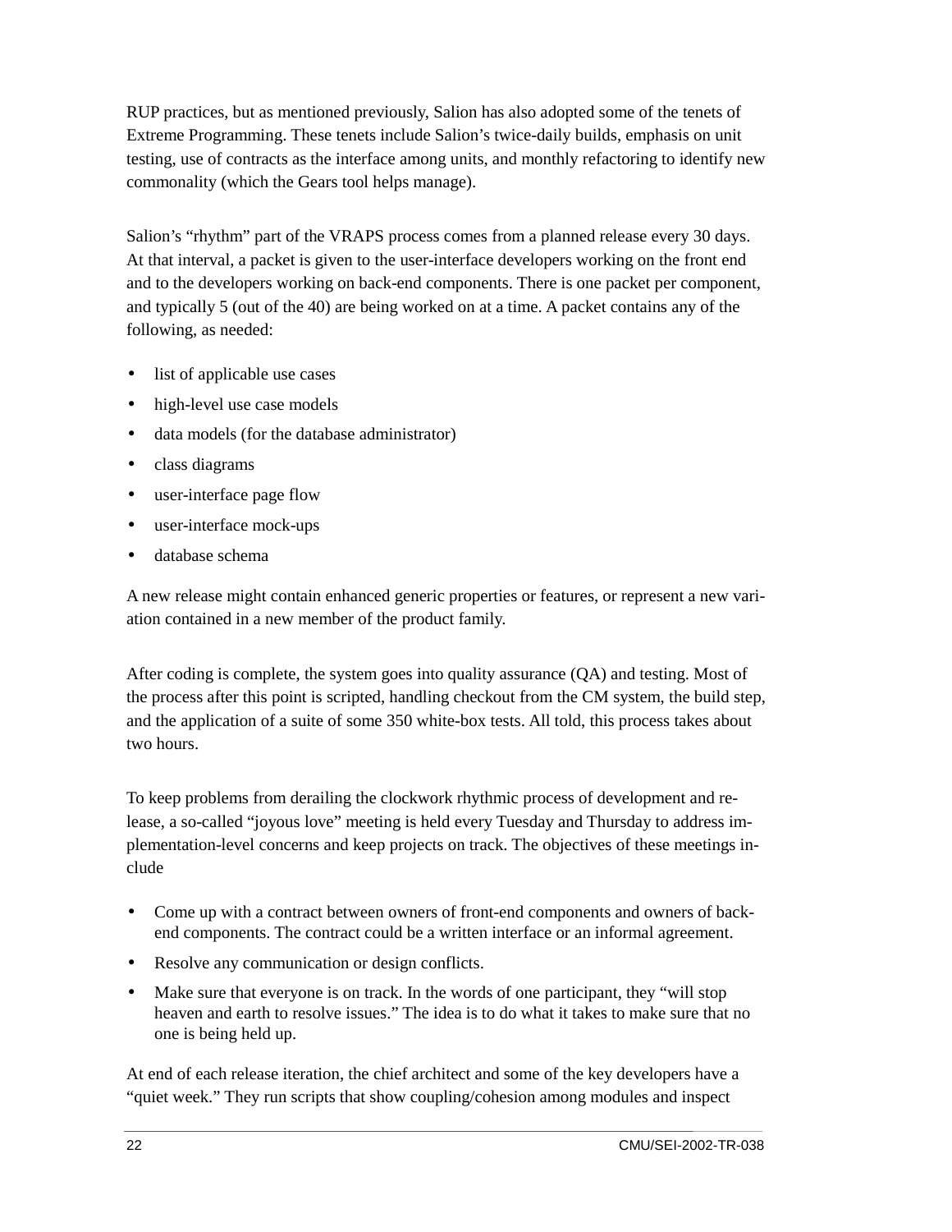RUP practices, but as mentioned previously, Salion has also adopted some of the tenets of Extreme Programming. These tenets include Salion's twice-daily builds, emphasis on unit testing, use of contracts as the interface among units, and monthly refactoring to identify new commonality (which the Gears tool helps manage).

Salion's "rhythm" part of the VRAPS process comes from a planned release every 30 days. At that interval, a packet is given to the user-interface developers working on the front end and to the developers working on back-end components. There is one packet per component, and typically 5 (out of the 40) are being worked on at a time. A packet contains any of the following, as needed:

- list of applicable use cases
- high-level use case models
- data models (for the database administrator)
- class diagrams
- user-interface page flow
- user-interface mock-ups
- database schema

A new release might contain enhanced generic properties or features, or represent a new variation contained in a new member of the product family.

After coding is complete, the system goes into quality assurance (QA) and testing. Most of the process after this point is scripted, handling checkout from the CM system, the build step, and the application of a suite of some 350 white-box tests. All told, this process takes about two hours.

To keep problems from derailing the clockwork rhythmic process of development and release, a so-called "joyous love" meeting is held every Tuesday and Thursday to address implementation-level concerns and keep projects on track. The objectives of these meetings include

- Come up with a contract between owners of front-end components and owners of back-end components. The contract could be a written interface or an informal agreement.
- Resolve any communication or design conflicts.
- Make sure that everyone is on track. In the words of one participant, they "will stop heaven and earth to resolve issues." The idea is to do what it takes to make sure that no one is being held up.

At end of each release iteration, the chief architect and some of the key developers have a "quiet week." They run scripts that show coupling/cohesion among modules and inspect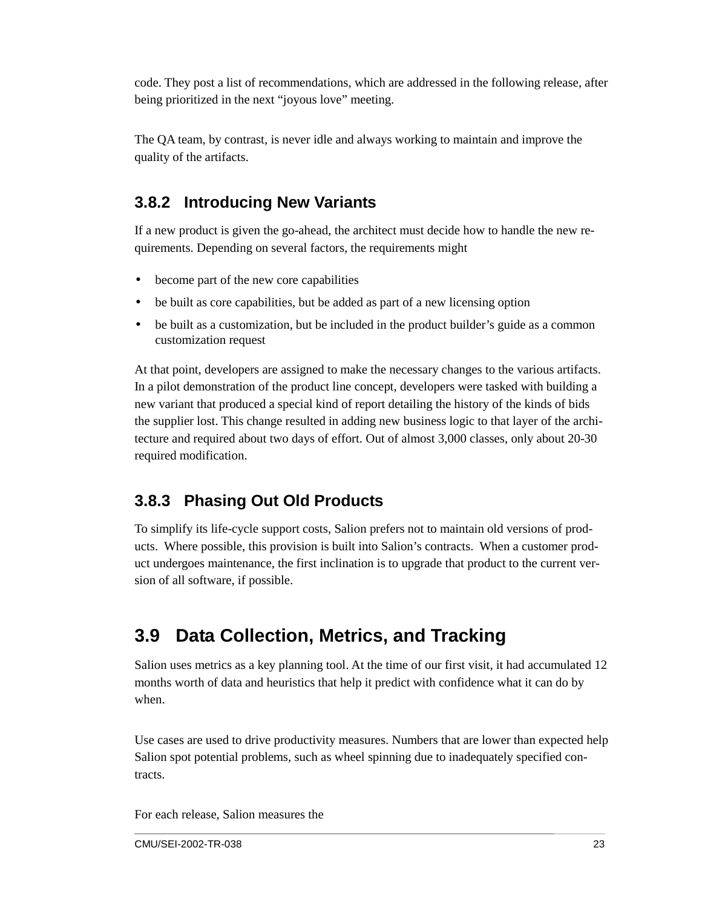code. They post a list of recommendations, which are addressed in the following release, after being prioritized in the next “joyous love” meeting.

The QA team, by contrast, is never idle and always working to maintain and improve the quality of the artifacts.

### 3.8.2 Introducing New Variants

If a new product is given the go-ahead, the architect must decide how to handle the new requirements. Depending on several factors, the requirements might

- become part of the new core capabilities
- be built as core capabilities, but be added as part of a new licensing option
- be built as a customization, but be included in the product builder’s guide as a common customization request

At that point, developers are assigned to make the necessary changes to the various artifacts. In a pilot demonstration of the product line concept, developers were tasked with building a new variant that produced a special kind of report detailing the history of the kinds of bids the supplier lost. This change resulted in adding new business logic to that layer of the architecture and required about two days of effort. Out of almost 3,000 classes, only about 20-30 required modification.

### 3.8.3 Phasing Out Old Products

To simplify its life-cycle support costs, Salion prefers not to maintain old versions of products. Where possible, this provision is built into Salion’s contracts. When a customer product undergoes maintenance, the first inclination is to upgrade that product to the current version of all software, if possible.

## 3.9 Data Collection, Metrics, and Tracking

Salion uses metrics as a key planning tool. At the time of our first visit, it had accumulated 12 months worth of data and heuristics that help it predict with confidence what it can do by when.

Use cases are used to drive productivity measures. Numbers that are lower than expected help Salion spot potential problems, such as wheel spinning due to inadequately specified contracts.

For each release, Salion measures the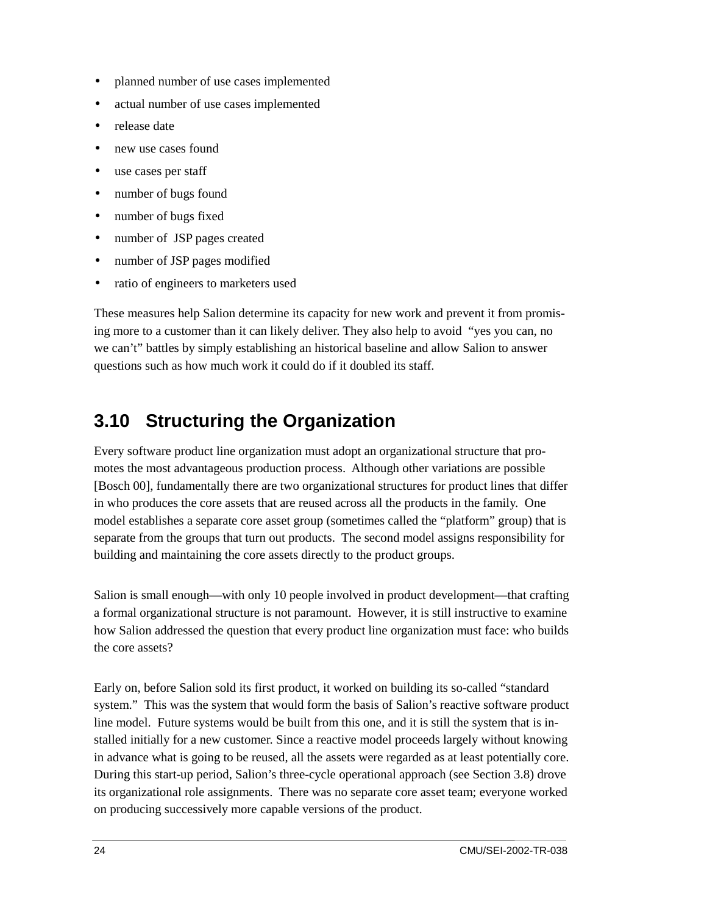- planned number of use cases implemented
- actual number of use cases implemented
- release date
- new use cases found
- use cases per staff
- number of bugs found
- number of bugs fixed
- number of JSP pages created
- number of JSP pages modified
- ratio of engineers to marketers used

These measures help Salion determine its capacity for new work and prevent it from promising more to a customer than it can likely deliver. They also help to avoid "yes you can, no we can't" battles by simply establishing an historical baseline and allow Salion to answer questions such as how much work it could do if it doubled its staff.

## 3.10 Structuring the Organization

Every software product line organization must adopt an organizational structure that promotes the most advantageous production process. Although other variations are possible [Bosch 00], fundamentally there are two organizational structures for product lines that differ in who produces the core assets that are reused across all the products in the family. One model establishes a separate core asset group (sometimes called the "platform" group) that is separate from the groups that turn out products. The second model assigns responsibility for building and maintaining the core assets directly to the product groups.

Salion is small enough—with only 10 people involved in product development—that crafting a formal organizational structure is not paramount. However, it is still instructive to examine how Salion addressed the question that every product line organization must face: who builds the core assets?

Early on, before Salion sold its first product, it worked on building its so-called "standard system." This was the system that would form the basis of Salion's reactive software product line model. Future systems would be built from this one, and it is still the system that is installed initially for a new customer. Since a reactive model proceeds largely without knowing in advance what is going to be reused, all the assets were regarded as at least potentially core. During this start-up period, Salion's three-cycle operational approach (see Section 3.8) drove its organizational role assignments. There was no separate core asset team; everyone worked on producing successively more capable versions of the product.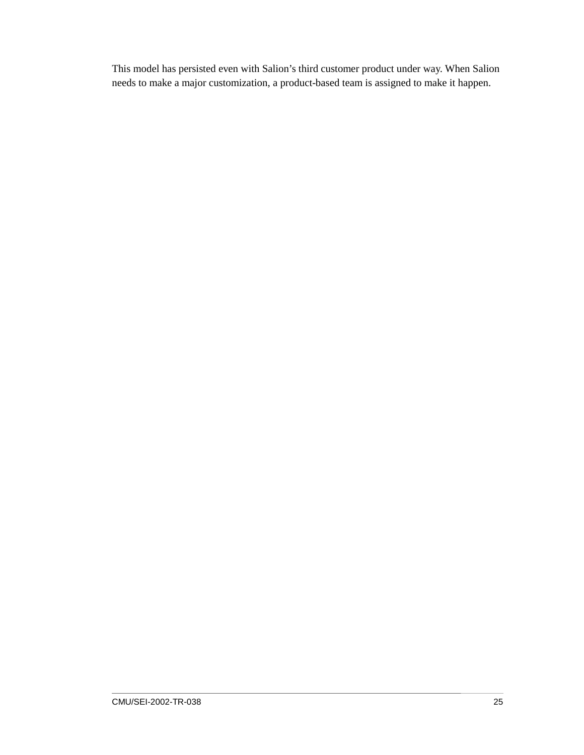This model has persisted even with Salion's third customer product under way. When Salion needs to make a major customization, a product-based team is assigned to make it happen.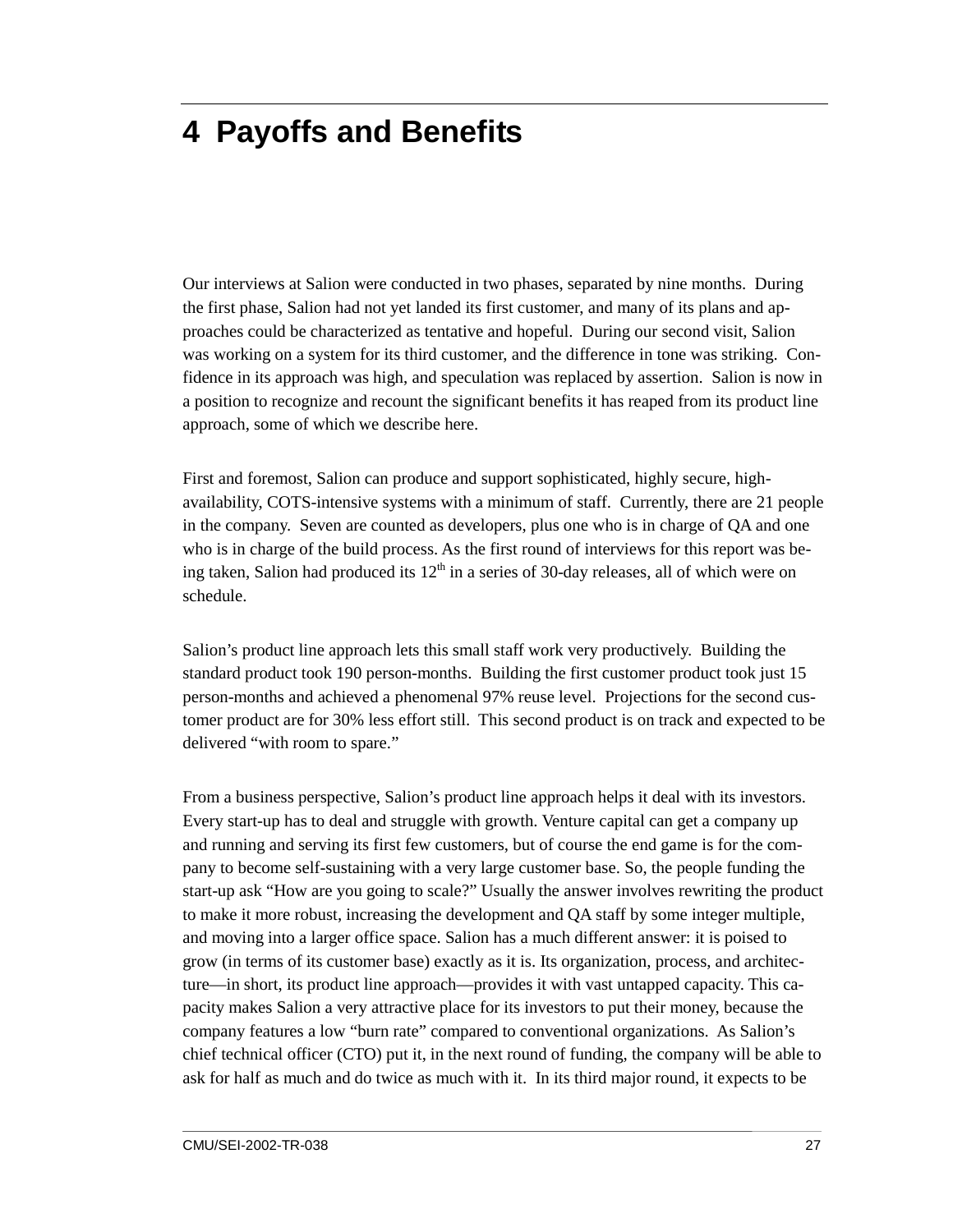# 4 Payoffs and Benefits

Our interviews at Salion were conducted in two phases, separated by nine months. During the first phase, Salion had not yet landed its first customer, and many of its plans and approaches could be characterized as tentative and hopeful. During our second visit, Salion was working on a system for its third customer, and the difference in tone was striking. Confidence in its approach was high, and speculation was replaced by assertion. Salion is now in a position to recognize and recount the significant benefits it has reaped from its product line approach, some of which we describe here.

First and foremost, Salion can produce and support sophisticated, highly secure, high-availability, COTS-intensive systems with a minimum of staff. Currently, there are 21 people in the company. Seven are counted as developers, plus one who is in charge of QA and one who is in charge of the build process. As the first round of interviews for this report was being taken, Salion had produced its 12th in a series of 30-day releases, all of which were on schedule.

Salion's product line approach lets this small staff work very productively. Building the standard product took 190 person-months. Building the first customer product took just 15 person-months and achieved a phenomenal 97% reuse level. Projections for the second customer product are for 30% less effort still. This second product is on track and expected to be delivered "with room to spare."

From a business perspective, Salion's product line approach helps it deal with its investors. Every start-up has to deal and struggle with growth. Venture capital can get a company up and running and serving its first few customers, but of course the end game is for the company to become self-sustaining with a very large customer base. So, the people funding the start-up ask "How are you going to scale?" Usually the answer involves rewriting the product to make it more robust, increasing the development and QA staff by some integer multiple, and moving into a larger office space. Salion has a much different answer: it is poised to grow (in terms of its customer base) exactly as it is. Its organization, process, and architecture—in short, its product line approach—provides it with vast untapped capacity. This capacity makes Salion a very attractive place for its investors to put their money, because the company features a low "burn rate" compared to conventional organizations. As Salion's chief technical officer (CTO) put it, in the next round of funding, the company will be able to ask for half as much and do twice as much with it. In its third major round, it expects to be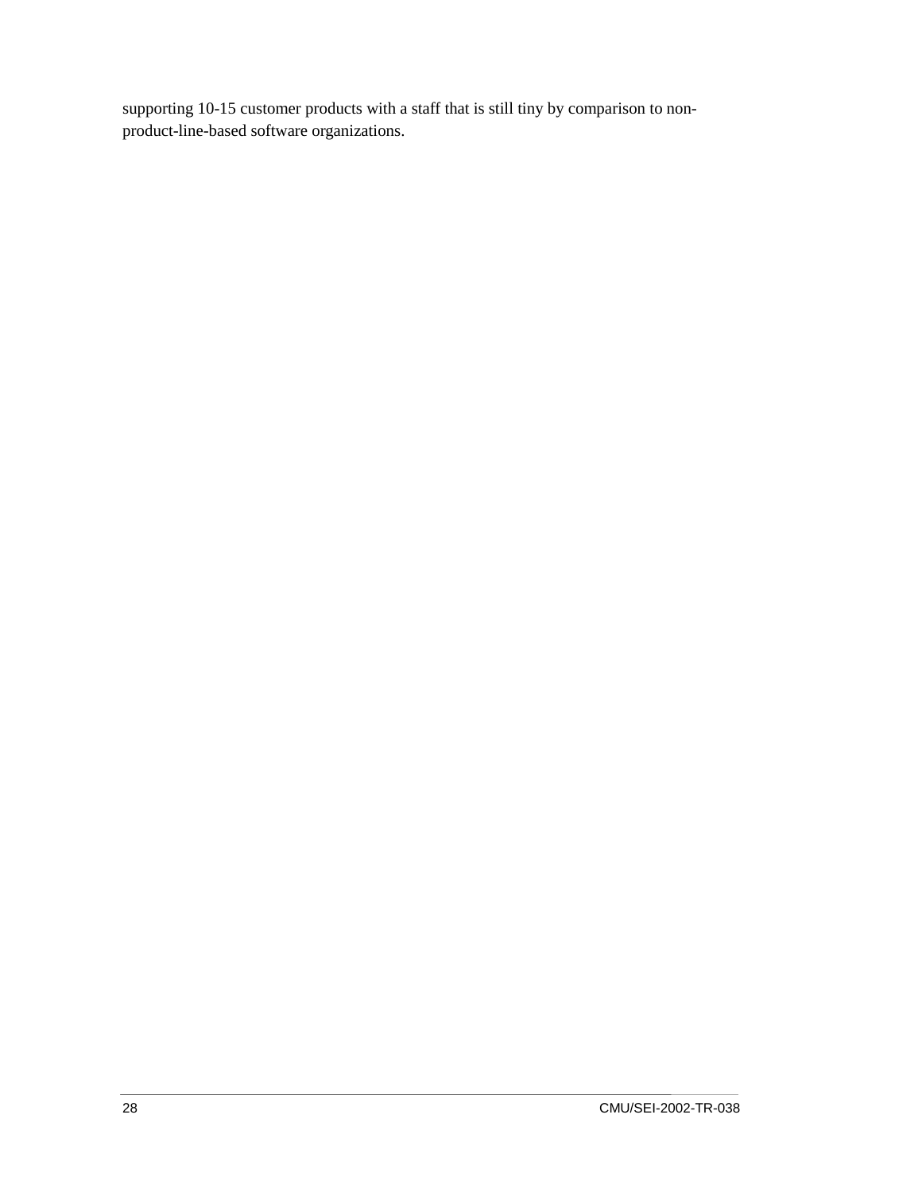supporting 10-15 customer products with a staff that is still tiny by comparison to non-product-line-based software organizations.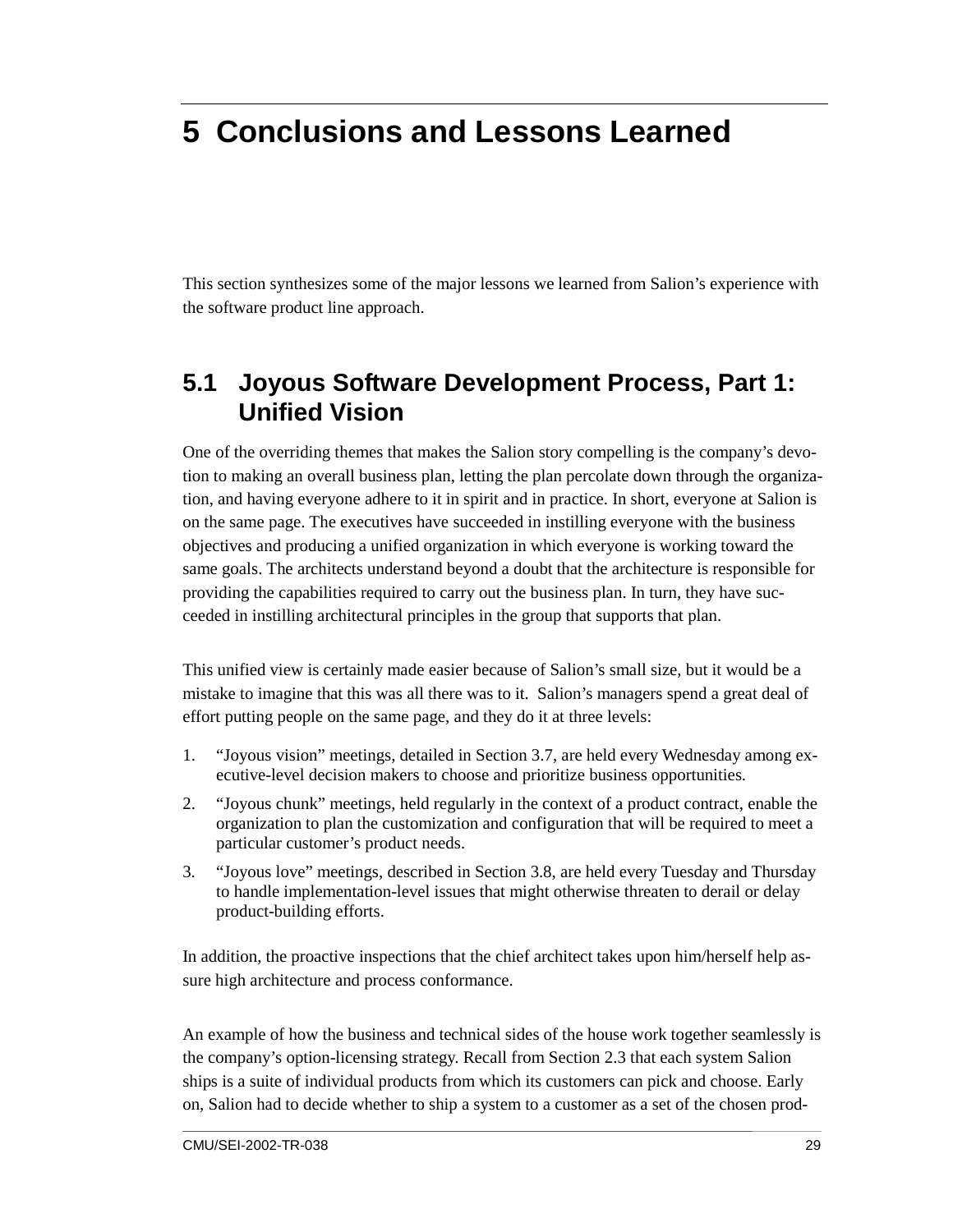# 5 Conclusions and Lessons Learned

This section synthesizes some of the major lessons we learned from Salion's experience with the software product line approach.

## 5.1 Joyous Software Development Process, Part 1: Unified Vision

One of the overriding themes that makes the Salion story compelling is the company's devotion to making an overall business plan, letting the plan percolate down through the organization, and having everyone adhere to it in spirit and in practice. In short, everyone at Salion is on the same page. The executives have succeeded in instilling everyone with the business objectives and producing a unified organization in which everyone is working toward the same goals. The architects understand beyond a doubt that the architecture is responsible for providing the capabilities required to carry out the business plan. In turn, they have succeeded in instilling architectural principles in the group that supports that plan.

This unified view is certainly made easier because of Salion's small size, but it would be a mistake to imagine that this was all there was to it. Salion's managers spend a great deal of effort putting people on the same page, and they do it at three levels:

1. "Joyous vision" meetings, detailed in Section 3.7, are held every Wednesday among executive-level decision makers to choose and prioritize business opportunities.
2. "Joyous chunk" meetings, held regularly in the context of a product contract, enable the organization to plan the customization and configuration that will be required to meet a particular customer's product needs.
3. "Joyous love" meetings, described in Section 3.8, are held every Tuesday and Thursday to handle implementation-level issues that might otherwise threaten to derail or delay product-building efforts.

In addition, the proactive inspections that the chief architect takes upon him/herself help assure high architecture and process conformance.

An example of how the business and technical sides of the house work together seamlessly is the company's option-licensing strategy. Recall from Section 2.3 that each system Salion ships is a suite of individual products from which its customers can pick and choose. Early on, Salion had to decide whether to ship a system to a customer as a set of the chosen prod-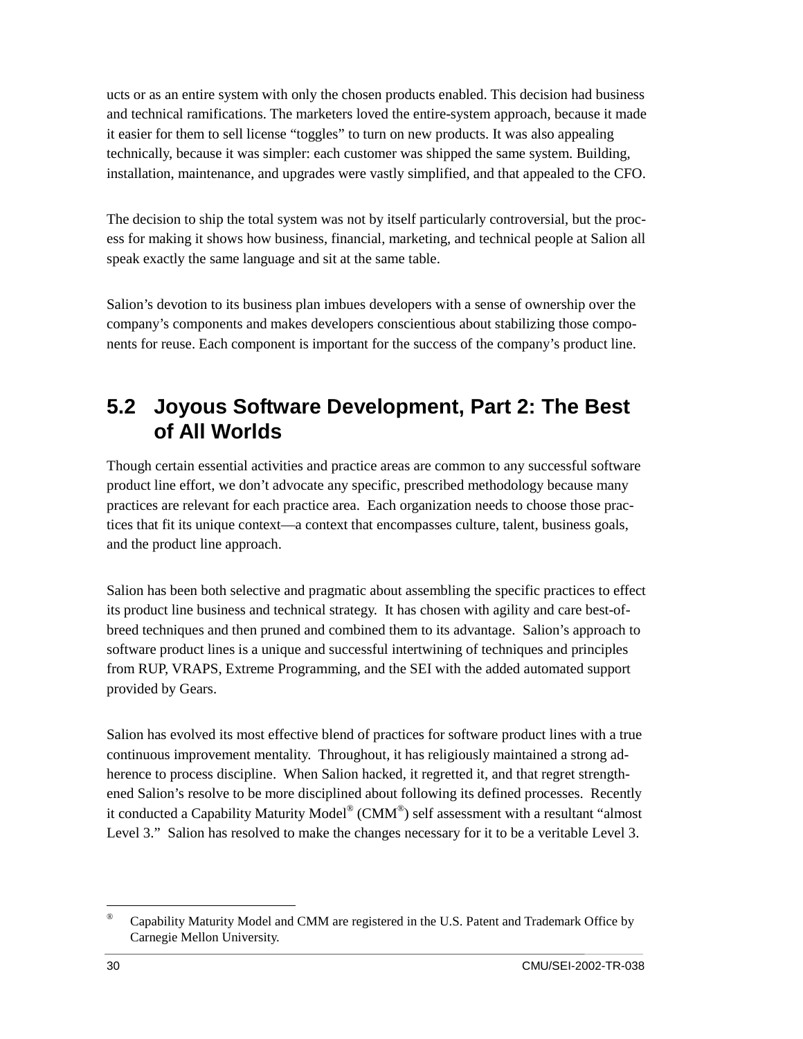ucts or as an entire system with only the chosen products enabled. This decision had business and technical ramifications. The marketers loved the entire-system approach, because it made it easier for them to sell license "toggles" to turn on new products. It was also appealing technically, because it was simpler: each customer was shipped the same system. Building, installation, maintenance, and upgrades were vastly simplified, and that appealed to the CFO.

The decision to ship the total system was not by itself particularly controversial, but the process for making it shows how business, financial, marketing, and technical people at Salion all speak exactly the same language and sit at the same table.

Salion's devotion to its business plan imbues developers with a sense of ownership over the company's components and makes developers conscientious about stabilizing those components for reuse. Each component is important for the success of the company's product line.

## 5.2 Joyous Software Development, Part 2: The Best of All Worlds

Though certain essential activities and practice areas are common to any successful software product line effort, we don't advocate any specific, prescribed methodology because many practices are relevant for each practice area. Each organization needs to choose those practices that fit its unique context—a context that encompasses culture, talent, business goals, and the product line approach.

Salion has been both selective and pragmatic about assembling the specific practices to effect its product line business and technical strategy. It has chosen with agility and care best-of-breed techniques and then pruned and combined them to its advantage. Salion's approach to software product lines is a unique and successful intertwining of techniques and principles from RUP, VRAPS, Extreme Programming, and the SEI with the added automated support provided by Gears.

Salion has evolved its most effective blend of practices for software product lines with a true continuous improvement mentality. Throughout, it has religiously maintained a strong adherence to process discipline. When Salion hacked, it regretted it, and that regret strengthened Salion's resolve to be more disciplined about following its defined processes. Recently it conducted a Capability Maturity Model® (CMM®) self assessment with a resultant "almost Level 3." Salion has resolved to make the changes necessary for it to be a veritable Level 3.

---

® Capability Maturity Model and CMM are registered in the U.S. Patent and Trademark Office by Carnegie Mellon University.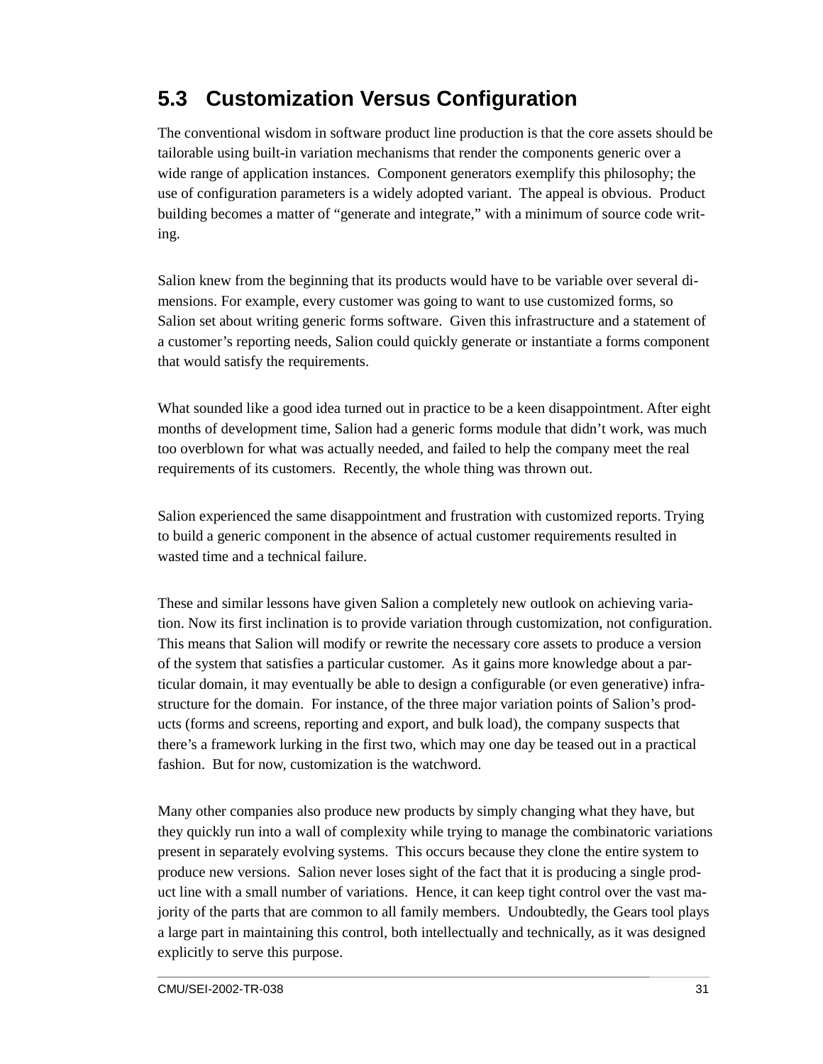## 5.3 Customization Versus Configuration

The conventional wisdom in software product line production is that the core assets should be tailorable using built-in variation mechanisms that render the components generic over a wide range of application instances. Component generators exemplify this philosophy; the use of configuration parameters is a widely adopted variant. The appeal is obvious. Product building becomes a matter of "generate and integrate," with a minimum of source code writing.

Salion knew from the beginning that its products would have to be variable over several dimensions. For example, every customer was going to want to use customized forms, so Salion set about writing generic forms software. Given this infrastructure and a statement of a customer's reporting needs, Salion could quickly generate or instantiate a forms component that would satisfy the requirements.

What sounded like a good idea turned out in practice to be a keen disappointment. After eight months of development time, Salion had a generic forms module that didn't work, was much too overblown for what was actually needed, and failed to help the company meet the real requirements of its customers. Recently, the whole thing was thrown out.

Salion experienced the same disappointment and frustration with customized reports. Trying to build a generic component in the absence of actual customer requirements resulted in wasted time and a technical failure.

These and similar lessons have given Salion a completely new outlook on achieving variation. Now its first inclination is to provide variation through customization, not configuration. This means that Salion will modify or rewrite the necessary core assets to produce a version of the system that satisfies a particular customer. As it gains more knowledge about a particular domain, it may eventually be able to design a configurable (or even generative) infrastructure for the domain. For instance, of the three major variation points of Salion's products (forms and screens, reporting and export, and bulk load), the company suspects that there's a framework lurking in the first two, which may one day be teased out in a practical fashion. But for now, customization is the watchword.

Many other companies also produce new products by simply changing what they have, but they quickly run into a wall of complexity while trying to manage the combinatoric variations present in separately evolving systems. This occurs because they clone the entire system to produce new versions. Salion never loses sight of the fact that it is producing a single product line with a small number of variations. Hence, it can keep tight control over the vast majority of the parts that are common to all family members. Undoubtedly, the Gears tool plays a large part in maintaining this control, both intellectually and technically, as it was designed explicitly to serve this purpose.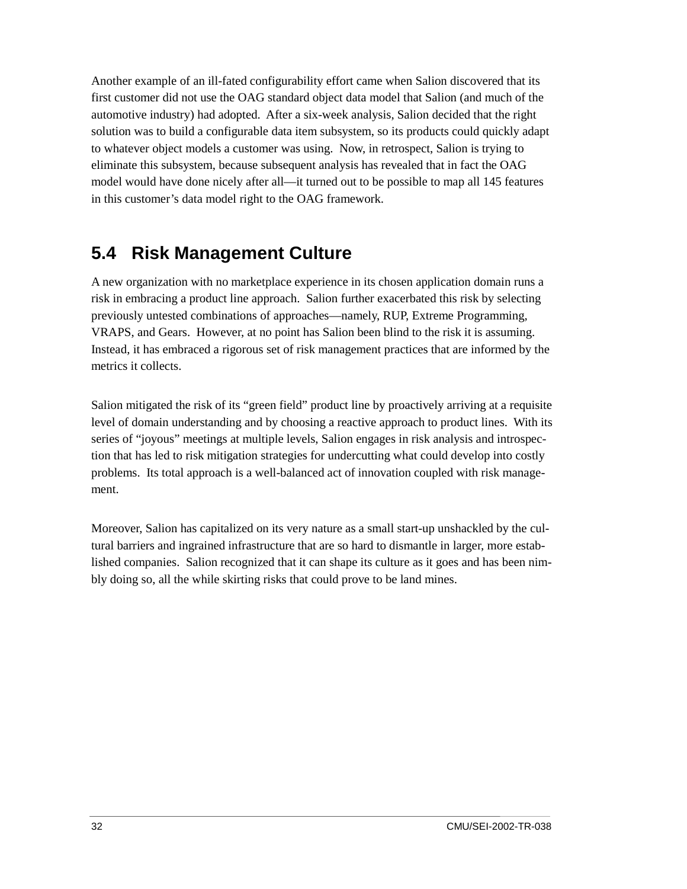Another example of an ill-fated configurability effort came when Salion discovered that its first customer did not use the OAG standard object data model that Salion (and much of the automotive industry) had adopted. After a six-week analysis, Salion decided that the right solution was to build a configurable data item subsystem, so its products could quickly adapt to whatever object models a customer was using. Now, in retrospect, Salion is trying to eliminate this subsystem, because subsequent analysis has revealed that in fact the OAG model would have done nicely after all—it turned out to be possible to map all 145 features in this customer's data model right to the OAG framework.

## 5.4 Risk Management Culture

A new organization with no marketplace experience in its chosen application domain runs a risk in embracing a product line approach. Salion further exacerbated this risk by selecting previously untested combinations of approaches—namely, RUP, Extreme Programming, VRAPS, and Gears. However, at no point has Salion been blind to the risk it is assuming. Instead, it has embraced a rigorous set of risk management practices that are informed by the metrics it collects.

Salion mitigated the risk of its "green field" product line by proactively arriving at a requisite level of domain understanding and by choosing a reactive approach to product lines. With its series of "joyous" meetings at multiple levels, Salion engages in risk analysis and introspection that has led to risk mitigation strategies for undercutting what could develop into costly problems. Its total approach is a well-balanced act of innovation coupled with risk management.

Moreover, Salion has capitalized on its very nature as a small start-up unshackled by the cultural barriers and ingrained infrastructure that are so hard to dismantle in larger, more established companies. Salion recognized that it can shape its culture as it goes and has been nimbly doing so, all the while skirting risks that could prove to be land mines.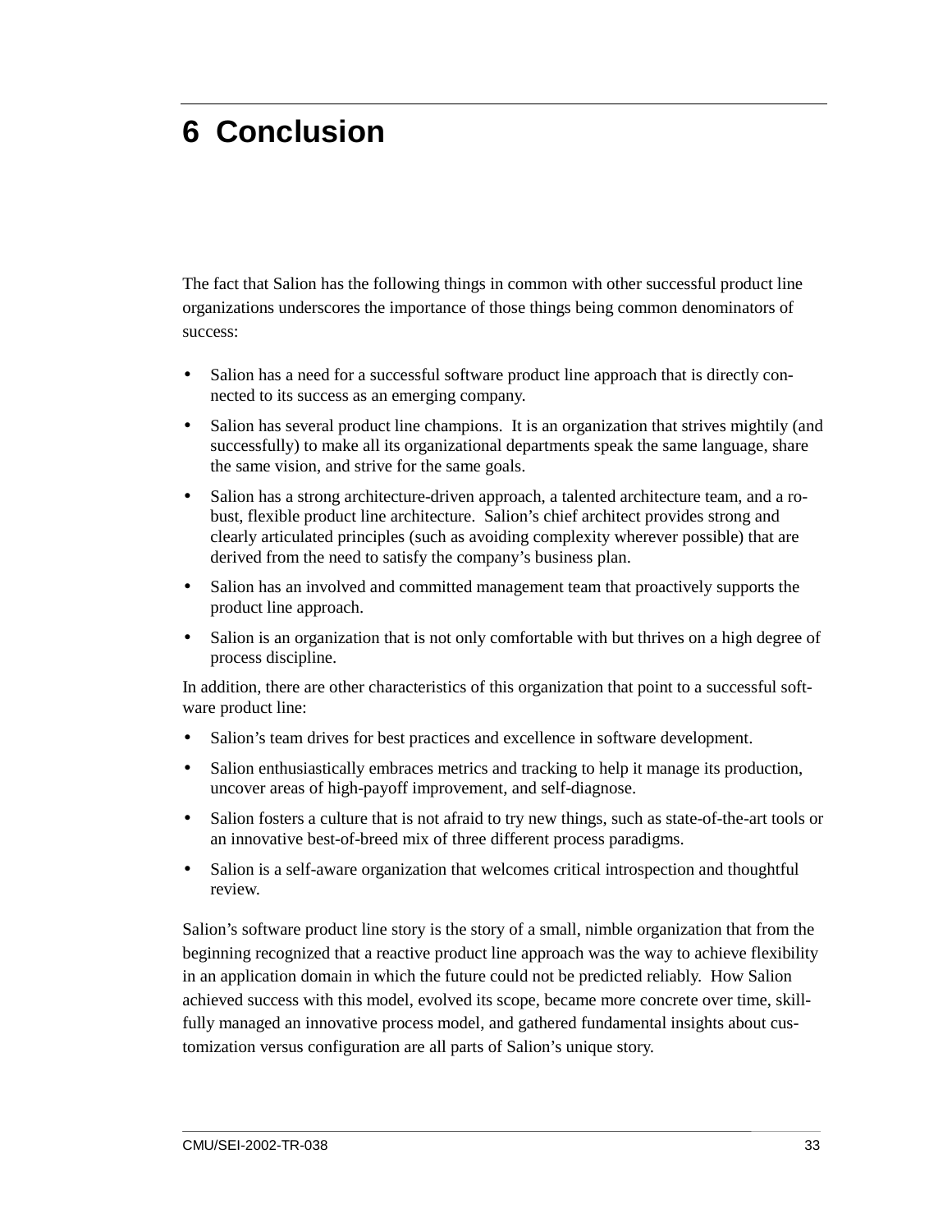# 6 Conclusion

The fact that Salion has the following things in common with other successful product line organizations underscores the importance of those things being common denominators of success:

- Salion has a need for a successful software product line approach that is directly connected to its success as an emerging company.
- Salion has several product line champions. It is an organization that strives mightily (and successfully) to make all its organizational departments speak the same language, share the same vision, and strive for the same goals.
- Salion has a strong architecture-driven approach, a talented architecture team, and a robust, flexible product line architecture. Salion's chief architect provides strong and clearly articulated principles (such as avoiding complexity wherever possible) that are derived from the need to satisfy the company's business plan.
- Salion has an involved and committed management team that proactively supports the product line approach.
- Salion is an organization that is not only comfortable with but thrives on a high degree of process discipline.

In addition, there are other characteristics of this organization that point to a successful software product line:

- Salion's team drives for best practices and excellence in software development.
- Salion enthusiastically embraces metrics and tracking to help it manage its production, uncover areas of high-payoff improvement, and self-diagnose.
- Salion fosters a culture that is not afraid to try new things, such as state-of-the-art tools or an innovative best-of-breed mix of three different process paradigms.
- Salion is a self-aware organization that welcomes critical introspection and thoughtful review.

Salion's software product line story is the story of a small, nimble organization that from the beginning recognized that a reactive product line approach was the way to achieve flexibility in an application domain in which the future could not be predicted reliably. How Salion achieved success with this model, evolved its scope, became more concrete over time, skillfully managed an innovative process model, and gathered fundamental insights about customization versus configuration are all parts of Salion's unique story.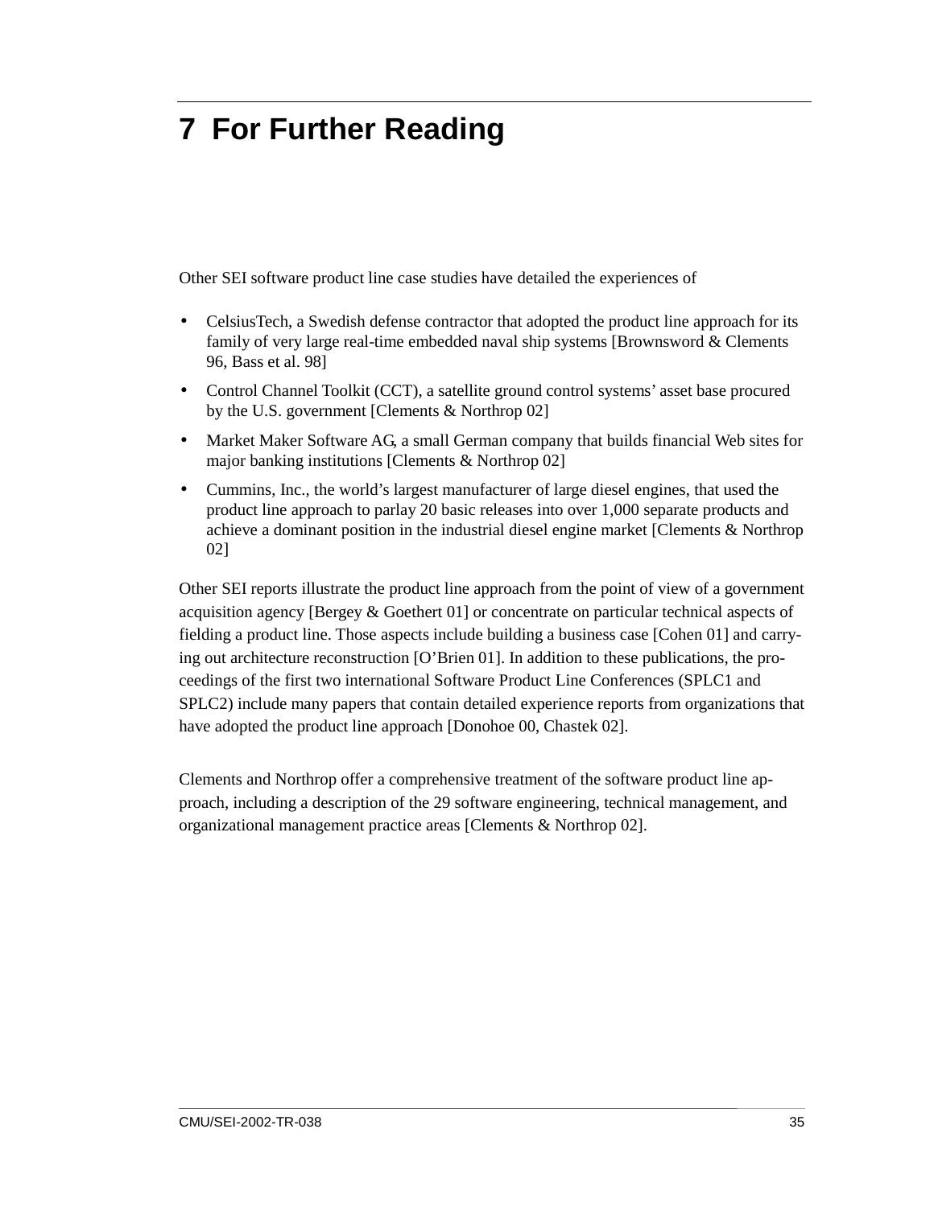# 7 For Further Reading

Other SEI software product line case studies have detailed the experiences of

- CelsiusTech, a Swedish defense contractor that adopted the product line approach for its family of very large real-time embedded naval ship systems [Brownsword & Clements 96, Bass et al. 98]
- Control Channel Toolkit (CCT), a satellite ground control systems' asset base procured by the U.S. government [Clements & Northrop 02]
- Market Maker Software AG, a small German company that builds financial Web sites for major banking institutions [Clements & Northrop 02]
- Cummins, Inc., the world's largest manufacturer of large diesel engines, that used the product line approach to parlay 20 basic releases into over 1,000 separate products and achieve a dominant position in the industrial diesel engine market [Clements & Northrop 02]

Other SEI reports illustrate the product line approach from the point of view of a government acquisition agency [Bergey & Goethert 01] or concentrate on particular technical aspects of fielding a product line. Those aspects include building a business case [Cohen 01] and carrying out architecture reconstruction [O'Brien 01]. In addition to these publications, the proceedings of the first two international Software Product Line Conferences (SPLC1 and SPLC2) include many papers that contain detailed experience reports from organizations that have adopted the product line approach [Donohoe 00, Chastek 02].

Clements and Northrop offer a comprehensive treatment of the software product line approach, including a description of the 29 software engineering, technical management, and organizational management practice areas [Clements & Northrop 02].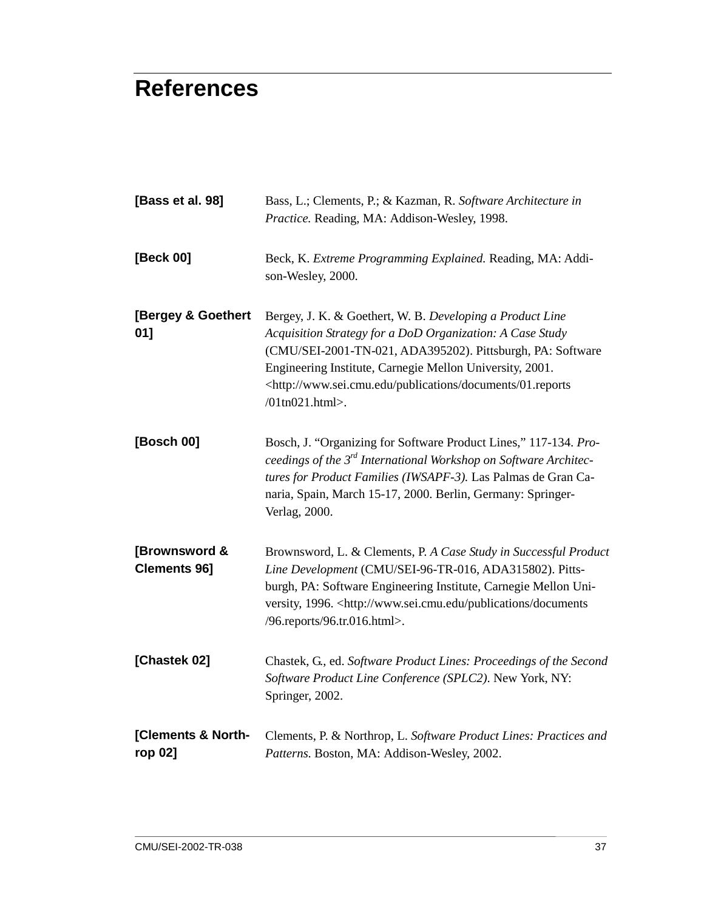# References

**[Bass et al. 98]** Bass, L.; Clements, P.; & Kazman, R. *Software Architecture in Practice.* Reading, MA: Addison-Wesley, 1998.

**[Beck 00]** Beck, K. *Extreme Programming Explained.* Reading, MA: Addison-Wesley, 2000.

**[Bergey & Goethert 01]** Bergey, J. K. & Goethert, W. B. *Developing a Product Line Acquisition Strategy for a DoD Organization: A Case Study* (CMU/SEI-2001-TN-021, ADA395202). Pittsburgh, PA: Software Engineering Institute, Carnegie Mellon University, 2001. <http://www.sei.cmu.edu/publications/documents/01.reports/01tn021.html>.

**[Bosch 00]** Bosch, J. "Organizing for Software Product Lines," 117-134. *Proceedings of the 3rd International Workshop on Software Architectures for Product Families (IWSAPF-3).* Las Palmas de Gran Canaria, Spain, March 15-17, 2000. Berlin, Germany: Springer-Verlag, 2000.

**[Brownsword & Clements 96]** Brownsword, L. & Clements, P. *A Case Study in Successful Product Line Development* (CMU/SEI-96-TR-016, ADA315802). Pittsburgh, PA: Software Engineering Institute, Carnegie Mellon University, 1996. <http://www.sei.cmu.edu/publications/documents/96.reports/96.tr.016.html>.

**[Chastek 02]** Chastek, G., ed. *Software Product Lines: Proceedings of the Second Software Product Line Conference (SPLC2).* New York, NY: Springer, 2002.

**[Clements & Northrop 02]** Clements, P. & Northrop, L. *Software Product Lines: Practices and Patterns.* Boston, MA: Addison-Wesley, 2002.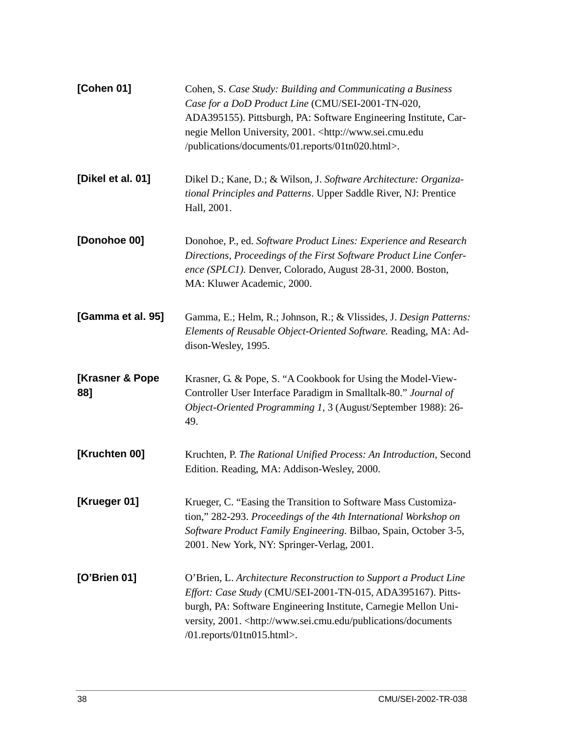**[Cohen 01]** Cohen, S. *Case Study: Building and Communicating a Business Case for a DoD Product Line* (CMU/SEI-2001-TN-020, ADA395155). Pittsburgh, PA: Software Engineering Institute, Carnegie Mellon University, 2001. <http://www.sei.cmu.edu/publications/documents/01.reports/01tn020.html>.

**[Dikel et al. 01]** Dikel D.; Kane, D.; & Wilson, J. *Software Architecture: Organizational Principles and Patterns*. Upper Saddle River, NJ: Prentice Hall, 2001.

**[Donohoe 00]** Donohoe, P., ed. *Software Product Lines: Experience and Research Directions, Proceedings of the First Software Product Line Conference (SPLC1)*. Denver, Colorado, August 28-31, 2000. Boston, MA: Kluwer Academic, 2000.

**[Gamma et al. 95]** Gamma, E.; Helm, R.; Johnson, R.; & Vlissides, J. *Design Patterns: Elements of Reusable Object-Oriented Software.* Reading, MA: Addison-Wesley, 1995.

**[Krasner & Pope 88]** Krasner, G. & Pope, S. "A Cookbook for Using the Model-View-Controller User Interface Paradigm in Smalltalk-80." *Journal of Object-Oriented Programming 1,* 3 (August/September 1988): 26-49.

**[Kruchten 00]** Kruchten, P. *The Rational Unified Process: An Introduction,* Second Edition. Reading, MA: Addison-Wesley, 2000.

**[Krueger 01]** Krueger, C. "Easing the Transition to Software Mass Customization," 282-293. *Proceedings of the 4th International Workshop on Software Product Family Engineering.* Bilbao, Spain, October 3-5, 2001. New York, NY: Springer-Verlag, 2001.

**[O'Brien 01]** O'Brien, L. *Architecture Reconstruction to Support a Product Line Effort: Case Study* (CMU/SEI-2001-TN-015, ADA395167). Pittsburgh, PA: Software Engineering Institute, Carnegie Mellon University, 2001. <http://www.sei.cmu.edu/publications/documents/01.reports/01tn015.html>.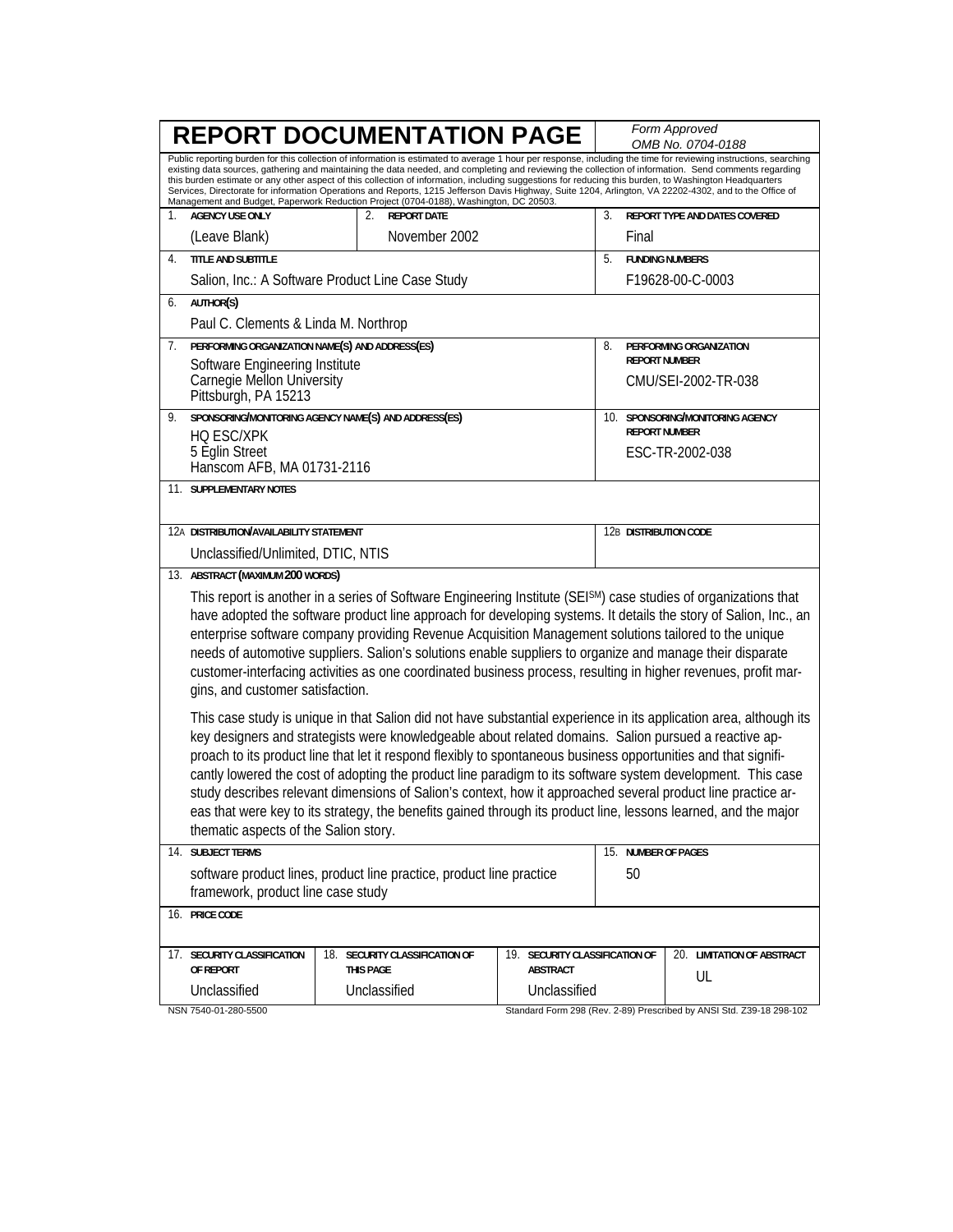# REPORT DOCUMENTATION PAGE

*Form Approved*
*OMB No. 0704-0188*

Public reporting burden for this collection of information is estimated to average 1 hour per response, including the time for reviewing instructions, searching existing data sources, gathering and maintaining the data needed, and completing and reviewing the collection of information. Send comments regarding this burden estimate or any other aspect of this collection of information, including suggestions for reducing this burden, to Washington Headquarters Services, Directorate for information Operations and Reports, 1215 Jefferson Davis Highway, Suite 1204, Arlington, VA 22202-4302, and to the Office of Management and Budget, Paperwork Reduction Project (0704-0188), Washington, DC 20503.

| | | |
|---|---|---|
| 1. **AGENCY USE ONLY**<br>(Leave Blank) | 2. **REPORT DATE**<br>November 2002 | 3. **REPORT TYPE AND DATES COVERED**<br>Final |
| 4. **TITLE AND SUBTITLE**<br>Salion, Inc.: A Software Product Line Case Study | | 5. **FUNDING NUMBERS**<br>F19628-00-C-0003 |
| 6. **AUTHOR(S)**<br>Paul C. Clements & Linda M. Northrop | | |
| 7. **PERFORMING ORGANIZATION NAME(S) AND ADDRESS(ES)**<br>Software Engineering Institute<br>Carnegie Mellon University<br>Pittsburgh, PA 15213 | | 8. **PERFORMING ORGANIZATION REPORT NUMBER**<br>CMU/SEI-2002-TR-038 |
| 9. **SPONSORING/MONITORING AGENCY NAME(S) AND ADDRESS(ES)**<br>HQ ESC/XPK<br>5 Eglin Street<br>Hanscom AFB, MA 01731-2116 | | 10. **SPONSORING/MONITORING AGENCY REPORT NUMBER**<br>ESC-TR-2002-038 |
| 11. **SUPPLEMENTARY NOTES** | | |
| 12A **DISTRIBUTION/AVAILABILITY STATEMENT**<br>Unclassified/Unlimited, DTIC, NTIS | | 12B **DISTRIBUTION CODE** |

13. **ABSTRACT (MAXIMUM 200 WORDS)**

This report is another in a series of Software Engineering Institute (SEI[SM]) case studies of organizations that have adopted the software product line approach for developing systems. It details the story of Salion, Inc., an enterprise software company providing Revenue Acquisition Management solutions tailored to the unique needs of automotive suppliers. Salion's solutions enable suppliers to organize and manage their disparate customer-interfacing activities as one coordinated business process, resulting in higher revenues, profit margins, and customer satisfaction.

This case study is unique in that Salion did not have substantial experience in its application area, although its key designers and strategists were knowledgeable about related domains. Salion pursued a reactive approach to its product line that let it respond flexibly to spontaneous business opportunities and that significantly lowered the cost of adopting the product line paradigm to its software system development. This case study describes relevant dimensions of Salion's context, how it approached several product line practice areas that were key to its strategy, the benefits gained through its product line, lessons learned, and the major thematic aspects of the Salion story.

| | |
|---|---|
| 14. **SUBJECT TERMS**<br>software product lines, product line practice, product line practice framework, product line case study | 15. **NUMBER OF PAGES**<br>50 |
| 16. **PRICE CODE** | |

| | | | |
|---|---|---|---|
| 17. **SECURITY CLASSIFICATION OF REPORT**<br>Unclassified | 18. **SECURITY CLASSIFICATION OF THIS PAGE**<br>Unclassified | 19. **SECURITY CLASSIFICATION OF ABSTRACT**<br>Unclassified | 20. **LIMITATION OF ABSTRACT**<br>UL |

NSN 7540-01-280-5500

Standard Form 298 (Rev. 2-89) Prescribed by ANSI Std. Z39-18 298-102